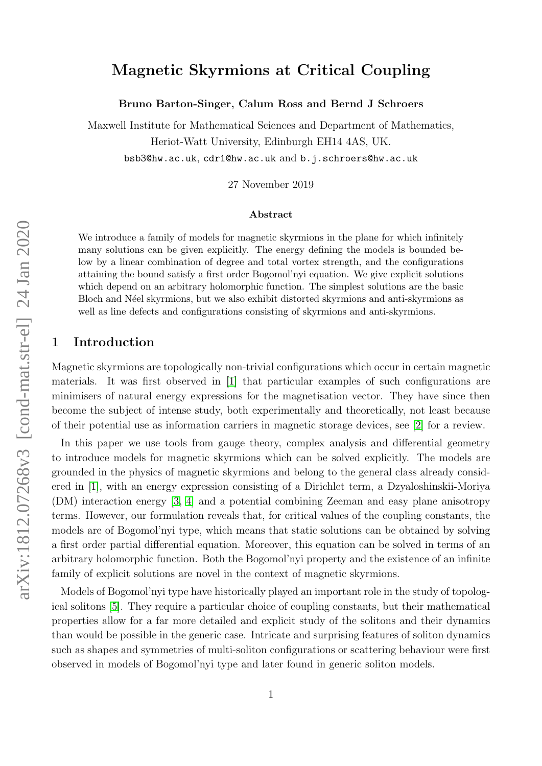# Magnetic Skyrmions at Critical Coupling

**Bruno Barton-Singer, Calum Ross and Bernd J Schroers**

Maxwell Institute for Mathematical Sciences and Department of Mathematics,
Heriot-Watt University, Edinburgh EH14 4AS, UK.
bsb3@hw.ac.uk, cdr1@hw.ac.uk and b.j.schroers@hw.ac.uk

27 November 2019

### Abstract

We introduce a family of models for magnetic skyrmions in the plane for which infinitely many solutions can be given explicitly. The energy defining the models is bounded below by a linear combination of degree and total vortex strength, and the configurations attaining the bound satisfy a first order Bogomol'nyi equation. We give explicit solutions which depend on an arbitrary holomorphic function. The simplest solutions are the basic Bloch and Néel skyrmions, but we also exhibit distorted skyrmions and anti-skyrmions as well as line defects and configurations consisting of skyrmions and anti-skyrmions.

## 1 Introduction

Magnetic skyrmions are topologically non-trivial configurations which occur in certain magnetic materials. It was first observed in [1] that particular examples of such configurations are minimisers of natural energy expressions for the magnetisation vector. They have since then become the subject of intense study, both experimentally and theoretically, not least because of their potential use as information carriers in magnetic storage devices, see [2] for a review.

In this paper we use tools from gauge theory, complex analysis and differential geometry to introduce models for magnetic skyrmions which can be solved explicitly. The models are grounded in the physics of magnetic skyrmions and belong to the general class already considered in [1], with an energy expression consisting of a Dirichlet term, a Dzyaloshinskii-Moriya (DM) interaction energy [3, 4] and a potential combining Zeeman and easy plane anisotropy terms. However, our formulation reveals that, for critical values of the coupling constants, the models are of Bogomol'nyi type, which means that static solutions can be obtained by solving a first order partial differential equation. Moreover, this equation can be solved in terms of an arbitrary holomorphic function. Both the Bogomol'nyi property and the existence of an infinite family of explicit solutions are novel in the context of magnetic skyrmions.

Models of Bogomol'nyi type have historically played an important role in the study of topological solitons [5]. They require a particular choice of coupling constants, but their mathematical properties allow for a far more detailed and explicit study of the solitons and their dynamics than would be possible in the generic case. Intricate and surprising features of soliton dynamics such as shapes and symmetries of multi-soliton configurations or scattering behaviour were first observed in models of Bogomol'nyi type and later found in generic soliton models.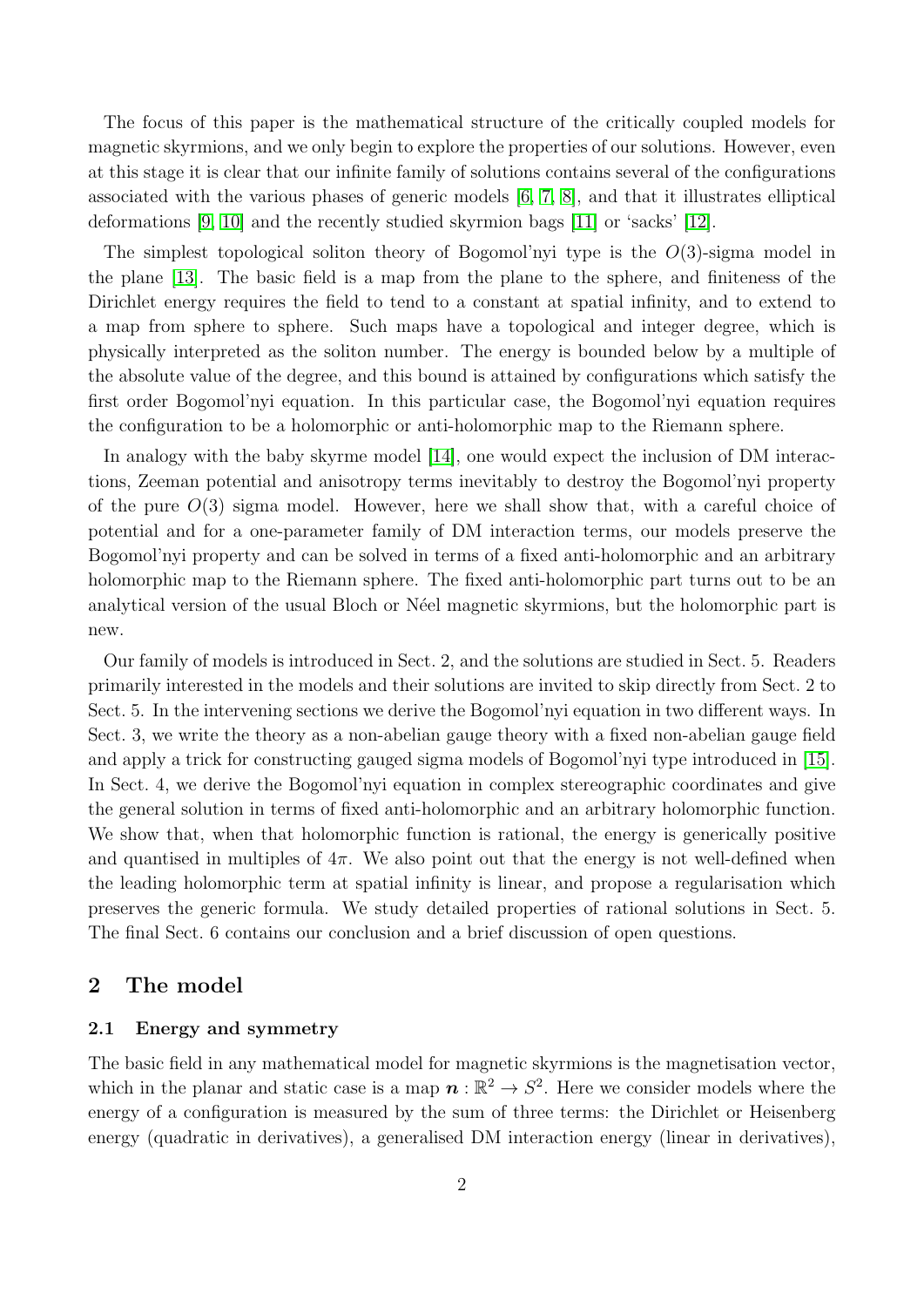The focus of this paper is the mathematical structure of the critically coupled models for magnetic skyrmions, and we only begin to explore the properties of our solutions. However, even at this stage it is clear that our infinite family of solutions contains several of the configurations associated with the various phases of generic models [6, 7, 8], and that it illustrates elliptical deformations [9, 10] and the recently studied skyrmion bags [11] or 'sacks' [12].

The simplest topological soliton theory of Bogomol'nyi type is the $O(3)$-sigma model in the plane [13]. The basic field is a map from the plane to the sphere, and finiteness of the Dirichlet energy requires the field to tend to a constant at spatial infinity, and to extend to a map from sphere to sphere. Such maps have a topological and integer degree, which is physically interpreted as the soliton number. The energy is bounded below by a multiple of the absolute value of the degree, and this bound is attained by configurations which satisfy the first order Bogomol'nyi equation. In this particular case, the Bogomol'nyi equation requires the configuration to be a holomorphic or anti-holomorphic map to the Riemann sphere.

In analogy with the baby skyrme model [14], one would expect the inclusion of DM interactions, Zeeman potential and anisotropy terms inevitably to destroy the Bogomol'nyi property of the pure $O(3)$ sigma model. However, here we shall show that, with a careful choice of potential and for a one-parameter family of DM interaction terms, our models preserve the Bogomol'nyi property and can be solved in terms of a fixed anti-holomorphic and an arbitrary holomorphic map to the Riemann sphere. The fixed anti-holomorphic part turns out to be an analytical version of the usual Bloch or Néel magnetic skyrmions, but the holomorphic part is new.

Our family of models is introduced in Sect. 2, and the solutions are studied in Sect. 5. Readers primarily interested in the models and their solutions are invited to skip directly from Sect. 2 to Sect. 5. In the intervening sections we derive the Bogomol'nyi equation in two different ways. In Sect. 3, we write the theory as a non-abelian gauge theory with a fixed non-abelian gauge field and apply a trick for constructing gauged sigma models of Bogomol'nyi type introduced in [15]. In Sect. 4, we derive the Bogomol'nyi equation in complex stereographic coordinates and give the general solution in terms of fixed anti-holomorphic and an arbitrary holomorphic function. We show that, when that holomorphic function is rational, the energy is generically positive and quantised in multiples of $4\pi$. We also point out that the energy is not well-defined when the leading holomorphic term at spatial infinity is linear, and propose a regularisation which preserves the generic formula. We study detailed properties of rational solutions in Sect. 5. The final Sect. 6 contains our conclusion and a brief discussion of open questions.

## 2 The model

### 2.1 Energy and symmetry

The basic field in any mathematical model for magnetic skyrmions is the magnetisation vector, which in the planar and static case is a map $\boldsymbol{n} : \mathbb{R}^2 \to S^2$. Here we consider models where the energy of a configuration is measured by the sum of three terms: the Dirichlet or Heisenberg energy (quadratic in derivatives), a generalised DM interaction energy (linear in derivatives),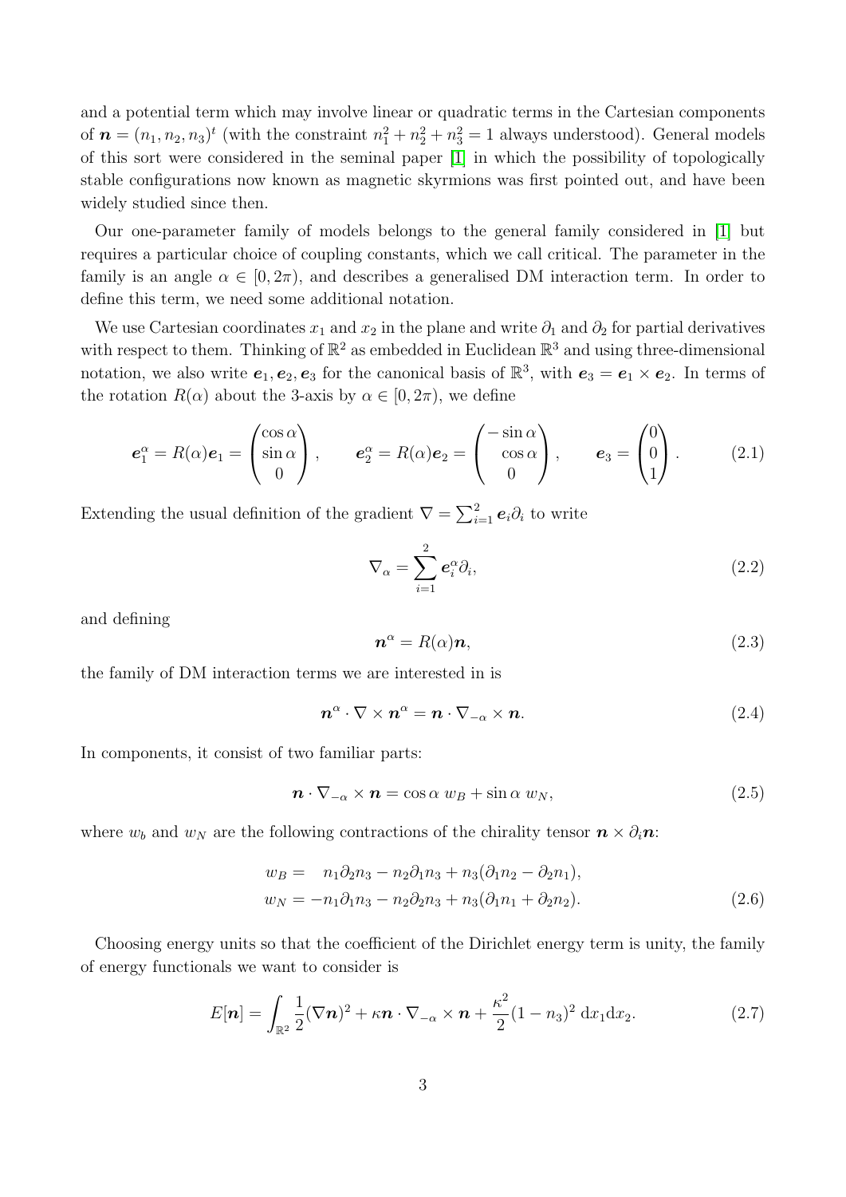and a potential term which may involve linear or quadratic terms in the Cartesian components of $\boldsymbol{n} = (n_1, n_2, n_3)^t$ (with the constraint $n_1^2 + n_2^2 + n_3^2 = 1$ always understood). General models of this sort were considered in the seminal paper [1] in which the possibility of topologically stable configurations now known as magnetic skyrmions was first pointed out, and have been widely studied since then.

Our one-parameter family of models belongs to the general family considered in [1] but requires a particular choice of coupling constants, which we call critical. The parameter in the family is an angle $\alpha \in [0, 2\pi)$, and describes a generalised DM interaction term. In order to define this term, we need some additional notation.

We use Cartesian coordinates $x_1$ and $x_2$ in the plane and write $\partial_1$ and $\partial_2$ for partial derivatives with respect to them. Thinking of $\mathbb{R}^2$ as embedded in Euclidean $\mathbb{R}^3$ and using three-dimensional notation, we also write $\boldsymbol{e}_1, \boldsymbol{e}_2, \boldsymbol{e}_3$ for the canonical basis of $\mathbb{R}^3$, with $\boldsymbol{e}_3 = \boldsymbol{e}_1 \times \boldsymbol{e}_2$. In terms of the rotation $R(\alpha)$ about the 3-axis by $\alpha \in [0, 2\pi)$, we define

$$\boldsymbol{e}_1^\alpha = R(\alpha)\boldsymbol{e}_1 = \begin{pmatrix} \cos\alpha \\ \sin\alpha \\ 0 \end{pmatrix}, \qquad \boldsymbol{e}_2^\alpha = R(\alpha)\boldsymbol{e}_2 = \begin{pmatrix} -\sin\alpha \\ \cos\alpha \\ 0 \end{pmatrix}, \qquad \boldsymbol{e}_3 = \begin{pmatrix} 0 \\ 0 \\ 1 \end{pmatrix}. \tag{2.1}$$

Extending the usual definition of the gradient $\nabla = \sum_{i=1}^2 \boldsymbol{e}_i \partial_i$ to write

$$\nabla_\alpha = \sum_{i=1}^{2} \boldsymbol{e}_i^\alpha \partial_i, \tag{2.2}$$

and defining

$$\boldsymbol{n}^\alpha = R(\alpha)\boldsymbol{n}, \tag{2.3}$$

the family of DM interaction terms we are interested in is

$$\boldsymbol{n}^\alpha \cdot \nabla \times \boldsymbol{n}^\alpha = \boldsymbol{n} \cdot \nabla_{-\alpha} \times \boldsymbol{n}. \tag{2.4}$$

In components, it consist of two familiar parts:

$$\boldsymbol{n} \cdot \nabla_{-\alpha} \times \boldsymbol{n} = \cos\alpha \; w_B + \sin\alpha \; w_N, \tag{2.5}$$

where $w_b$ and $w_N$ are the following contractions of the chirality tensor $\boldsymbol{n} \times \partial_i \boldsymbol{n}$:

$$\begin{aligned} w_B &= \quad n_1\partial_2 n_3 - n_2 \partial_1 n_3 + n_3(\partial_1 n_2 - \partial_2 n_1), \\ w_N &= -n_1 \partial_1 n_3 - n_2 \partial_2 n_3 + n_3(\partial_1 n_1 + \partial_2 n_2). \end{aligned} \tag{2.6}$$

Choosing energy units so that the coefficient of the Dirichlet energy term is unity, the family of energy functionals we want to consider is

$$E[\boldsymbol{n}] = \int_{\mathbb{R}^2} \frac{1}{2}(\nabla \boldsymbol{n})^2 + \kappa \boldsymbol{n} \cdot \nabla_{-\alpha} \times \boldsymbol{n} + \frac{\kappa^2}{2}(1 - n_3)^2 \, \mathrm{d}x_1 \mathrm{d}x_2. \tag{2.7}$$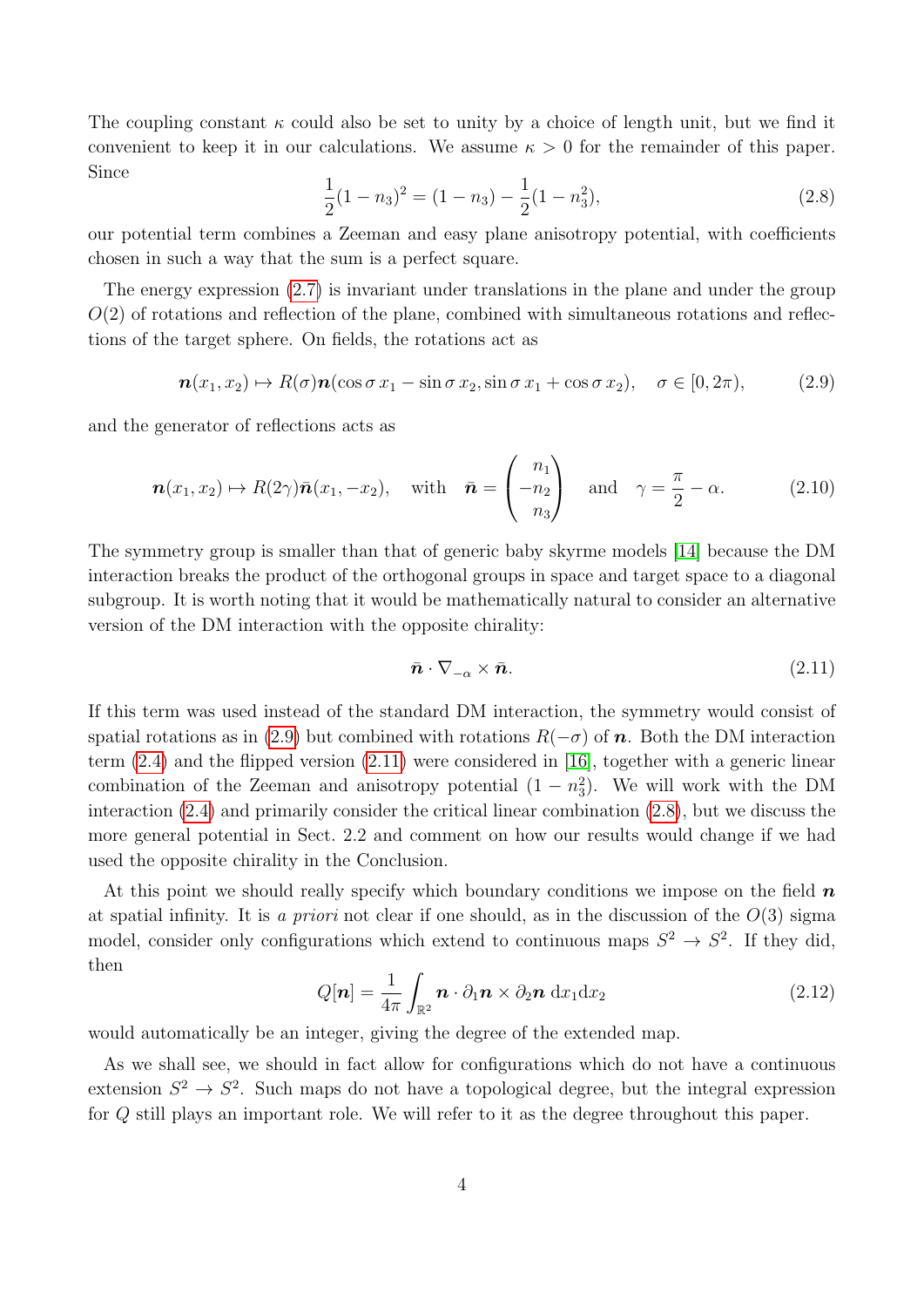The coupling constant $\kappa$ could also be set to unity by a choice of length unit, but we find it convenient to keep it in our calculations. We assume $\kappa > 0$ for the remainder of this paper. Since

$$\frac{1}{2}(1 - n_3)^2 = (1 - n_3) - \frac{1}{2}(1 - n_3^2), \tag{2.8}$$

our potential term combines a Zeeman and easy plane anisotropy potential, with coefficients chosen in such a way that the sum is a perfect square.

The energy expression (2.7) is invariant under translations in the plane and under the group $O(2)$ of rotations and reflection of the plane, combined with simultaneous rotations and reflections of the target sphere. On fields, the rotations act as

$$\boldsymbol{n}(x_1, x_2) \mapsto R(\sigma)\boldsymbol{n}(\cos\sigma\, x_1 - \sin\sigma\, x_2, \sin\sigma\, x_1 + \cos\sigma\, x_2), \quad \sigma \in [0, 2\pi), \tag{2.9}$$

and the generator of reflections acts as

$$\boldsymbol{n}(x_1, x_2) \mapsto R(2\gamma)\bar{\boldsymbol{n}}(x_1, -x_2), \quad \text{with} \quad \bar{\boldsymbol{n}} = \begin{pmatrix} n_1 \\ -n_2 \\ n_3 \end{pmatrix} \quad \text{and} \quad \gamma = \frac{\pi}{2} - \alpha. \tag{2.10}$$

The symmetry group is smaller than that of generic baby skyrme models [14] because the DM interaction breaks the product of the orthogonal groups in space and target space to a diagonal subgroup. It is worth noting that it would be mathematically natural to consider an alternative version of the DM interaction with the opposite chirality:

$$\bar{\boldsymbol{n}} \cdot \nabla_{-\alpha} \times \bar{\boldsymbol{n}}. \tag{2.11}$$

If this term was used instead of the standard DM interaction, the symmetry would consist of spatial rotations as in (2.9) but combined with rotations $R(-\sigma)$ of $\boldsymbol{n}$. Both the DM interaction term (2.4) and the flipped version (2.11) were considered in [16], together with a generic linear combination of the Zeeman and anisotropy potential $(1 - n_3^2)$. We will work with the DM interaction (2.4) and primarily consider the critical linear combination (2.8), but we discuss the more general potential in Sect. 2.2 and comment on how our results would change if we had used the opposite chirality in the Conclusion.

At this point we should really specify which boundary conditions we impose on the field $\boldsymbol{n}$ at spatial infinity. It is *a priori* not clear if one should, as in the discussion of the $O(3)$ sigma model, consider only configurations which extend to continuous maps $S^2 \to S^2$. If they did, then

$$Q[\boldsymbol{n}] = \frac{1}{4\pi} \int_{\mathbb{R}^2} \boldsymbol{n} \cdot \partial_1 \boldsymbol{n} \times \partial_2 \boldsymbol{n} \, \mathrm{d}x_1 \mathrm{d}x_2 \tag{2.12}$$

would automatically be an integer, giving the degree of the extended map.

As we shall see, we should in fact allow for configurations which do not have a continuous extension $S^2 \to S^2$. Such maps do not have a topological degree, but the integral expression for $Q$ still plays an important role. We will refer to it as the degree throughout this paper.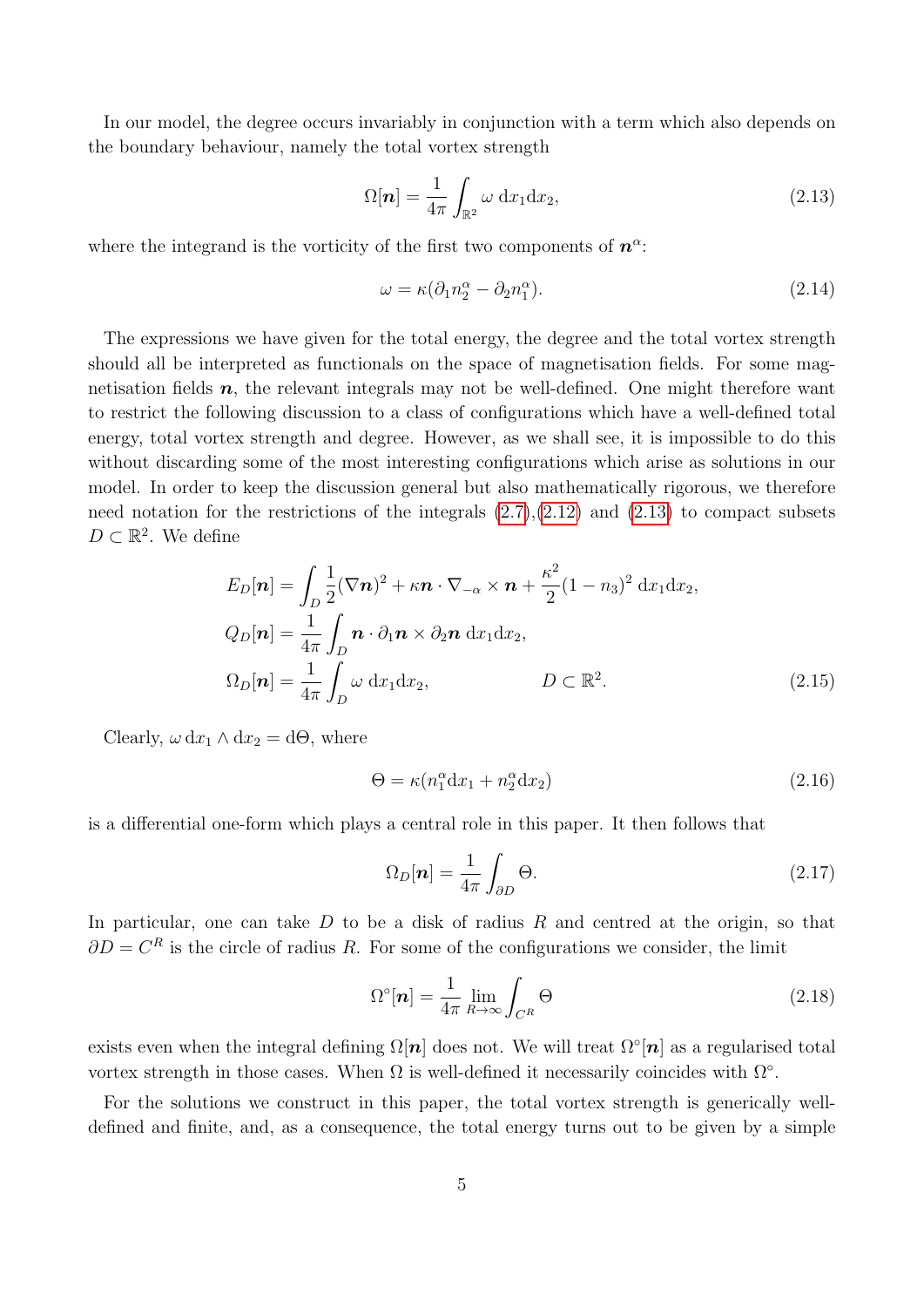In our model, the degree occurs invariably in conjunction with a term which also depends on the boundary behaviour, namely the total vortex strength

$$\Omega[\boldsymbol{n}] = \frac{1}{4\pi} \int_{\mathbb{R}^2} \omega \; \mathrm{d}x_1 \mathrm{d}x_2, \tag{2.13}$$

where the integrand is the vorticity of the first two components of $\boldsymbol{n}^\alpha$:

$$\omega = \kappa(\partial_1 n_2^\alpha - \partial_2 n_1^\alpha). \tag{2.14}$$

The expressions we have given for the total energy, the degree and the total vortex strength should all be interpreted as functionals on the space of magnetisation fields. For some magnetisation fields $\boldsymbol{n}$, the relevant integrals may not be well-defined. One might therefore want to restrict the following discussion to a class of configurations which have a well-defined total energy, total vortex strength and degree. However, as we shall see, it is impossible to do this without discarding some of the most interesting configurations which arise as solutions in our model. In order to keep the discussion general but also mathematically rigorous, we therefore need notation for the restrictions of the integrals (2.7),(2.12) and (2.13) to compact subsets $D \subset \mathbb{R}^2$. We define

$$\begin{aligned}
E_D[\boldsymbol{n}] &= \int_D \frac{1}{2}(\nabla \boldsymbol{n})^2 + \kappa \boldsymbol{n} \cdot \nabla_{-\alpha} \times \boldsymbol{n} + \frac{\kappa^2}{2}(1-n_3)^2 \; \mathrm{d}x_1 \mathrm{d}x_2, \\
Q_D[\boldsymbol{n}] &= \frac{1}{4\pi} \int_D \boldsymbol{n} \cdot \partial_1 \boldsymbol{n} \times \partial_2 \boldsymbol{n} \; \mathrm{d}x_1 \mathrm{d}x_2, \\
\Omega_D[\boldsymbol{n}] &= \frac{1}{4\pi} \int_D \omega \; \mathrm{d}x_1 \mathrm{d}x_2, \qquad\qquad D \subset \mathbb{R}^2.
\end{aligned} \tag{2.15}$$

Clearly, $\omega \, \mathrm{d}x_1 \wedge \mathrm{d}x_2 = \mathrm{d}\Theta$, where

$$\Theta = \kappa(n_1^\alpha \mathrm{d}x_1 + n_2^\alpha \mathrm{d}x_2) \tag{2.16}$$

is a differential one-form which plays a central role in this paper. It then follows that

$$\Omega_D[\boldsymbol{n}] = \frac{1}{4\pi} \int_{\partial D} \Theta. \tag{2.17}$$

In particular, one can take $D$ to be a disk of radius $R$ and centred at the origin, so that $\partial D = C^R$ is the circle of radius $R$. For some of the configurations we consider, the limit

$$\Omega^\circ[\boldsymbol{n}] = \frac{1}{4\pi} \lim_{R\to\infty} \int_{C^R} \Theta \tag{2.18}$$

exists even when the integral defining $\Omega[\boldsymbol{n}]$ does not. We will treat $\Omega^\circ[\boldsymbol{n}]$ as a regularised total vortex strength in those cases. When $\Omega$ is well-defined it necessarily coincides with $\Omega^\circ$.

For the solutions we construct in this paper, the total vortex strength is generically well-defined and finite, and, as a consequence, the total energy turns out to be given by a simple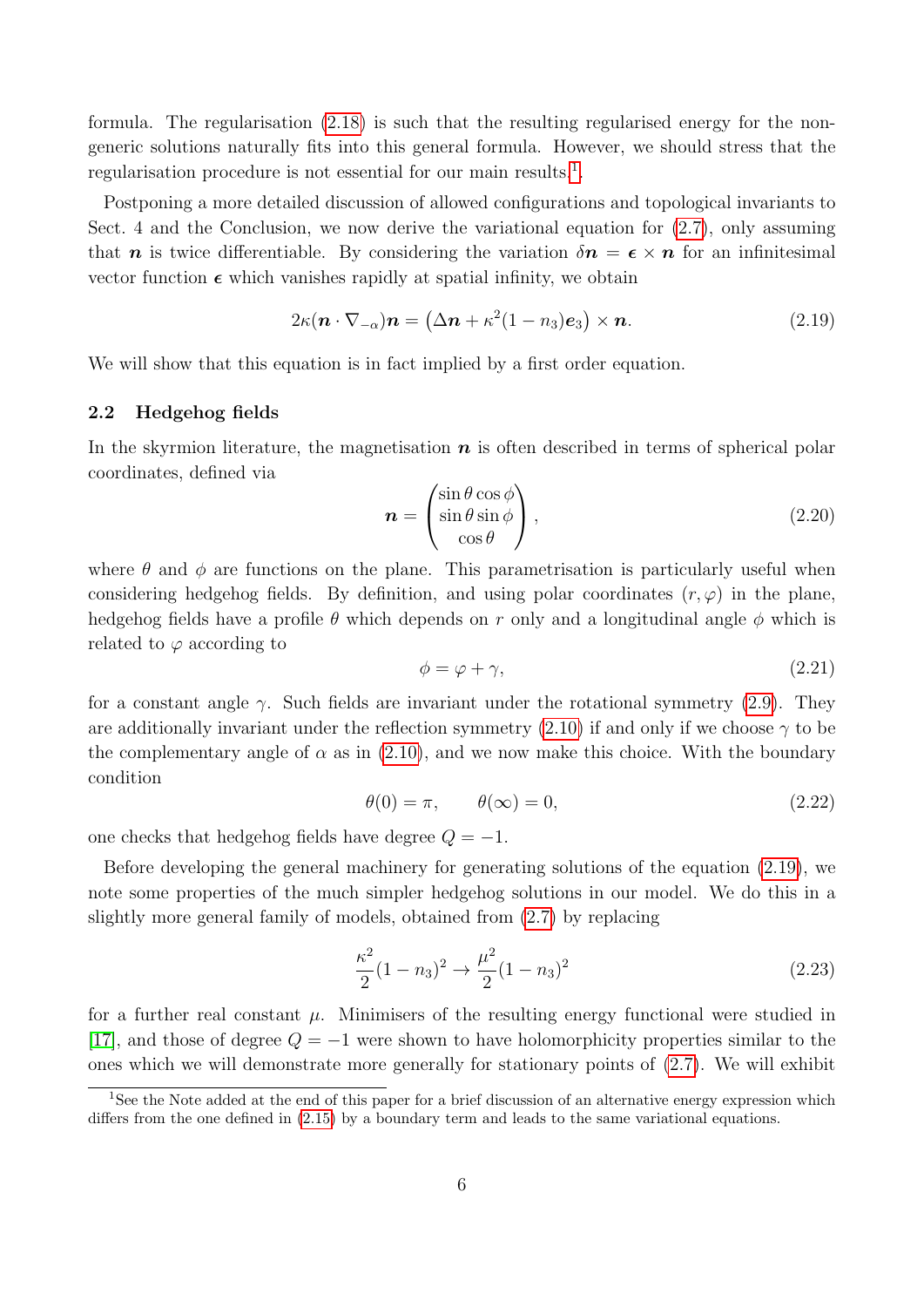formula. The regularisation (2.18) is such that the resulting regularised energy for the non-generic solutions naturally fits into this general formula. However, we should stress that the regularisation procedure is not essential for our main results [1].

Postponing a more detailed discussion of allowed configurations and topological invariants to Sect. 4 and the Conclusion, we now derive the variational equation for (2.7), only assuming that $\boldsymbol{n}$ is twice differentiable. By considering the variation $\delta \boldsymbol{n} = \boldsymbol{\epsilon} \times \boldsymbol{n}$ for an infinitesimal vector function $\boldsymbol{\epsilon}$ which vanishes rapidly at spatial infinity, we obtain

$$2\kappa(\boldsymbol{n}\cdot\nabla_{-\alpha})\boldsymbol{n} = \left(\Delta \boldsymbol{n} + \kappa^2(1-n_3)\boldsymbol{e}_3\right)\times \boldsymbol{n}. \tag{2.19}$$

We will show that this equation is in fact implied by a first order equation.

### 2.2 Hedgehog fields

In the skyrmion literature, the magnetisation $\boldsymbol{n}$ is often described in terms of spherical polar coordinates, defined via

$$\boldsymbol{n} = \begin{pmatrix} \sin\theta\cos\phi \\ \sin\theta\sin\phi \\ \cos\theta \end{pmatrix}, \tag{2.20}$$

where $\theta$ and $\phi$ are functions on the plane. This parametrisation is particularly useful when considering hedgehog fields. By definition, and using polar coordinates $(r,\varphi)$ in the plane, hedgehog fields have a profile $\theta$ which depends on $r$ only and a longitudinal angle $\phi$ which is related to $\varphi$ according to

$$\phi = \varphi + \gamma, \tag{2.21}$$

for a constant angle $\gamma$. Such fields are invariant under the rotational symmetry (2.9). They are additionally invariant under the reflection symmetry (2.10) if and only if we choose $\gamma$ to be the complementary angle of $\alpha$ as in (2.10), and we now make this choice. With the boundary condition

$$\theta(0) = \pi, \qquad \theta(\infty) = 0, \tag{2.22}$$

one checks that hedgehog fields have degree $Q = -1$.

Before developing the general machinery for generating solutions of the equation (2.19), we note some properties of the much simpler hedgehog solutions in our model. We do this in a slightly more general family of models, obtained from (2.7) by replacing

$$\frac{\kappa^2}{2}(1-n_3)^2 \to \frac{\mu^2}{2}(1-n_3)^2 \tag{2.23}$$

for a further real constant $\mu$. Minimisers of the resulting energy functional were studied in [17], and those of degree $Q = -1$ were shown to have holomorphicity properties similar to the ones which we will demonstrate more generally for stationary points of (2.7). We will exhibit

[1] See the Note added at the end of this paper for a brief discussion of an alternative energy expression which differs from the one defined in (2.15) by a boundary term and leads to the same variational equations.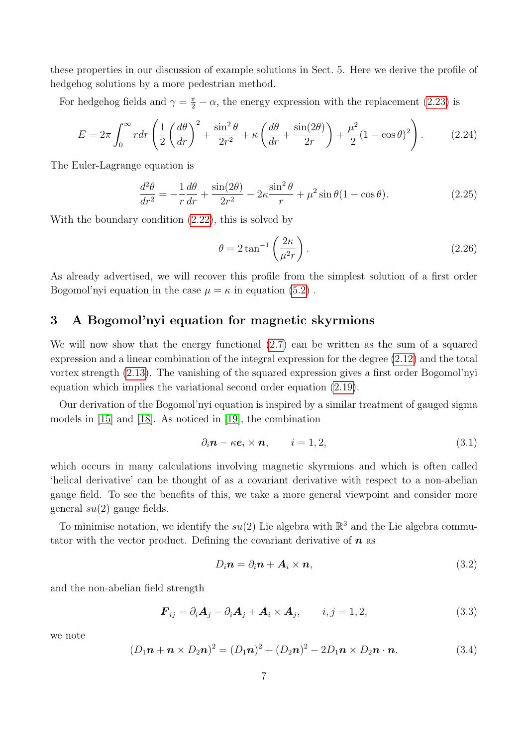these properties in our discussion of example solutions in Sect. 5. Here we derive the profile of hedgehog solutions by a more pedestrian method.

For hedgehog fields and $\gamma = \frac{\pi}{2} - \alpha$, the energy expression with the replacement (2.23) is

$$E = 2\pi \int_0^\infty r dr \left( \frac{1}{2} \left( \frac{d\theta}{dr} \right)^2 + \frac{\sin^2 \theta}{2r^2} + \kappa \left( \frac{d\theta}{dr} + \frac{\sin(2\theta)}{2r} \right) + \frac{\mu^2}{2}(1 - \cos\theta)^2 \right). \tag{2.24}$$

The Euler-Lagrange equation is

$$\frac{d^2\theta}{dr^2} = -\frac{1}{r}\frac{d\theta}{dr} + \frac{\sin(2\theta)}{2r^2} - 2\kappa \frac{\sin^2\theta}{r} + \mu^2 \sin\theta(1 - \cos\theta). \tag{2.25}$$

With the boundary condition (2.22), this is solved by

$$\theta = 2\tan^{-1}\left( \frac{2\kappa}{\mu^2 r} \right). \tag{2.26}$$

As already advertised, we will recover this profile from the simplest solution of a first order Bogomol'nyi equation in the case $\mu = \kappa$ in equation (5.2) .

## 3 A Bogomol'nyi equation for magnetic skyrmions

We will now show that the energy functional (2.7) can be written as the sum of a squared expression and a linear combination of the integral expression for the degree (2.12) and the total vortex strength (2.13). The vanishing of the squared expression gives a first order Bogomol'nyi equation which implies the variational second order equation (2.19).

Our derivation of the Bogomol'nyi equation is inspired by a similar treatment of gauged sigma models in [15] and [18]. As noticed in [19], the combination

$$\partial_i \boldsymbol{n} - \kappa \boldsymbol{e}_i \times \boldsymbol{n}, \qquad i = 1, 2, \tag{3.1}$$

which occurs in many calculations involving magnetic skyrmions and which is often called 'helical derivative' can be thought of as a covariant derivative with respect to a non-abelian gauge field. To see the benefits of this, we take a more general viewpoint and consider more general $su(2)$ gauge fields.

To minimise notation, we identify the $su(2)$ Lie algebra with $\mathbb{R}^3$ and the Lie algebra commutator with the vector product. Defining the covariant derivative of $\boldsymbol{n}$ as

$$D_i \boldsymbol{n} = \partial_i \boldsymbol{n} + \boldsymbol{A}_i \times \boldsymbol{n}, \tag{3.2}$$

and the non-abelian field strength

$$\boldsymbol{F}_{ij} = \partial_i \boldsymbol{A}_j - \partial_i \boldsymbol{A}_j + \boldsymbol{A}_i \times \boldsymbol{A}_j, \qquad i, j = 1, 2, \tag{3.3}$$

we note

$$(D_1 \boldsymbol{n} + \boldsymbol{n} \times D_2 \boldsymbol{n})^2 = (D_1 \boldsymbol{n})^2 + (D_2 \boldsymbol{n})^2 - 2 D_1 \boldsymbol{n} \times D_2 \boldsymbol{n} \cdot \boldsymbol{n}. \tag{3.4}$$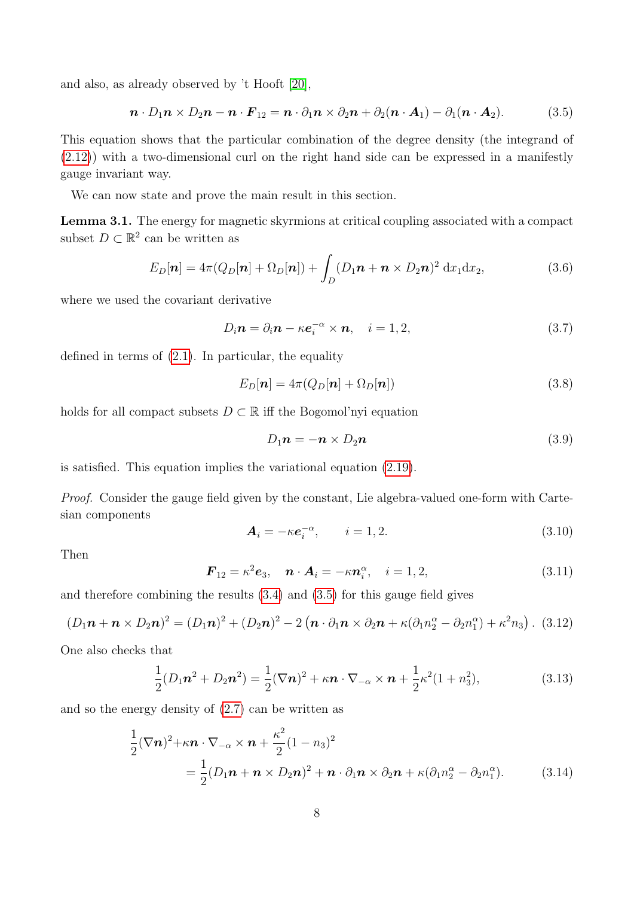and also, as already observed by 't Hooft [20],

$$\boldsymbol{n}\cdot D_1\boldsymbol{n}\times D_2\boldsymbol{n} - \boldsymbol{n}\cdot\boldsymbol{F}_{12} = \boldsymbol{n}\cdot\partial_1\boldsymbol{n}\times\partial_2\boldsymbol{n} + \partial_2(\boldsymbol{n}\cdot\boldsymbol{A}_1) - \partial_1(\boldsymbol{n}\cdot\boldsymbol{A}_2). \tag{3.5}$$

This equation shows that the particular combination of the degree density (the integrand of (2.12)) with a two-dimensional curl on the right hand side can be expressed in a manifestly gauge invariant way.

We can now state and prove the main result in this section.

**Lemma 3.1.** The energy for magnetic skyrmions at critical coupling associated with a compact subset $D \subset \mathbb{R}^2$ can be written as

$$E_D[\boldsymbol{n}] = 4\pi(Q_D[\boldsymbol{n}] + \Omega_D[\boldsymbol{n}]) + \int_D (D_1\boldsymbol{n} + \boldsymbol{n}\times D_2\boldsymbol{n})^2 \,\mathrm{d}x_1\mathrm{d}x_2, \tag{3.6}$$

where we used the covariant derivative

$$D_i\boldsymbol{n} = \partial_i\boldsymbol{n} - \kappa\boldsymbol{e}_i^{-\alpha}\times\boldsymbol{n}, \quad i = 1,2, \tag{3.7}$$

defined in terms of (2.1). In particular, the equality

$$E_D[\boldsymbol{n}] = 4\pi(Q_D[\boldsymbol{n}] + \Omega_D[\boldsymbol{n}]) \tag{3.8}$$

holds for all compact subsets $D \subset \mathbb{R}$ iff the Bogomol'nyi equation

$$D_1\boldsymbol{n} = -\boldsymbol{n}\times D_2\boldsymbol{n} \tag{3.9}$$

is satisfied. This equation implies the variational equation (2.19).

*Proof.* Consider the gauge field given by the constant, Lie algebra-valued one-form with Cartesian components

$$\boldsymbol{A}_i = -\kappa\boldsymbol{e}_i^{-\alpha}, \qquad i = 1,2. \tag{3.10}$$

Then

$$\boldsymbol{F}_{12} = \kappa^2\boldsymbol{e}_3, \quad \boldsymbol{n}\cdot\boldsymbol{A}_i = -\kappa\boldsymbol{n}_i^{\alpha}, \quad i = 1,2, \tag{3.11}$$

and therefore combining the results (3.4) and (3.5) for this gauge field gives

$$(D_1\boldsymbol{n} + \boldsymbol{n}\times D_2\boldsymbol{n})^2 = (D_1\boldsymbol{n})^2 + (D_2\boldsymbol{n})^2 - 2\left(\boldsymbol{n}\cdot\partial_1\boldsymbol{n}\times\partial_2\boldsymbol{n} + \kappa(\partial_1 n_2^{\alpha} - \partial_2 n_1^{\alpha}) + \kappa^2 n_3\right). \tag{3.12}$$

One also checks that

$$\frac{1}{2}(D_1\boldsymbol{n}^2 + D_2\boldsymbol{n}^2) = \frac{1}{2}(\nabla\boldsymbol{n})^2 + \kappa\boldsymbol{n}\cdot\nabla_{-\alpha}\times\boldsymbol{n} + \frac{1}{2}\kappa^2(1+n_3^2), \tag{3.13}$$

and so the energy density of (2.7) can be written as

$$\begin{aligned}\frac{1}{2}(\nabla\boldsymbol{n})^2 + &\kappa\boldsymbol{n}\cdot\nabla_{-\alpha}\times\boldsymbol{n} + \frac{\kappa^2}{2}(1-n_3)^2 \\ &= \frac{1}{2}(D_1\boldsymbol{n} + \boldsymbol{n}\times D_2\boldsymbol{n})^2 + \boldsymbol{n}\cdot\partial_1\boldsymbol{n}\times\partial_2\boldsymbol{n} + \kappa(\partial_1 n_2^{\alpha} - \partial_2 n_1^{\alpha}).\end{aligned} \tag{3.14}$$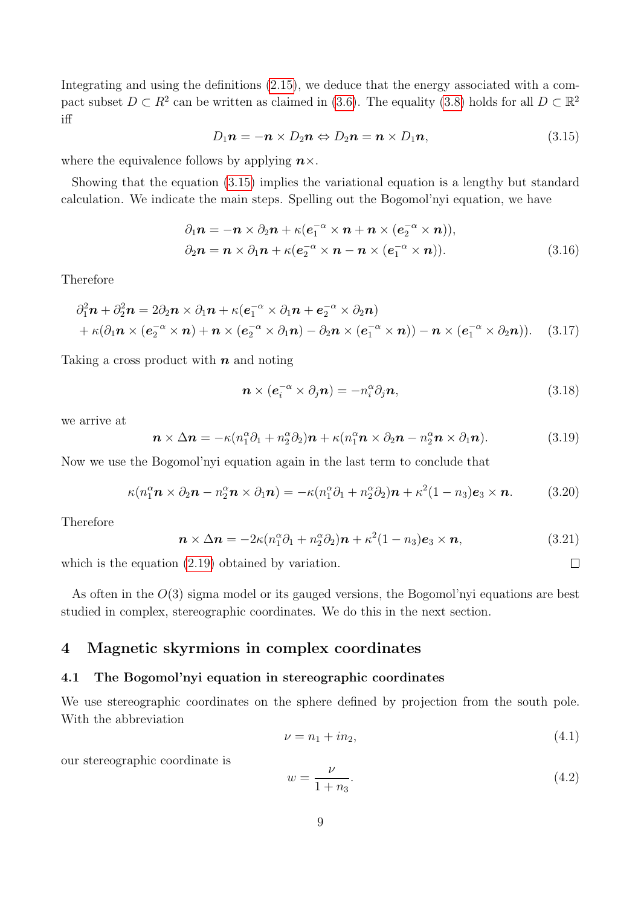Integrating and using the definitions (2.15), we deduce that the energy associated with a compact subset $D \subset R^2$ can be written as claimed in (3.6). The equality (3.8) holds for all $D \subset \mathbb{R}^2$ iff

$$D_1 \boldsymbol{n} = -\boldsymbol{n} \times D_2 \boldsymbol{n} \Leftrightarrow D_2 \boldsymbol{n} = \boldsymbol{n} \times D_1 \boldsymbol{n}, \tag{3.15}$$

where the equivalence follows by applying $\boldsymbol{n}\times$.

Showing that the equation (3.15) implies the variational equation is a lengthy but standard calculation. We indicate the main steps. Spelling out the Bogomol'nyi equation, we have

$$\begin{aligned}
\partial_1 \boldsymbol{n} &= -\boldsymbol{n} \times \partial_2 \boldsymbol{n} + \kappa(\boldsymbol{e}_1^{-\alpha} \times \boldsymbol{n} + \boldsymbol{n} \times (\boldsymbol{e}_2^{-\alpha} \times \boldsymbol{n})), \\
\partial_2 \boldsymbol{n} &= \boldsymbol{n} \times \partial_1 \boldsymbol{n} + \kappa(\boldsymbol{e}_2^{-\alpha} \times \boldsymbol{n} - \boldsymbol{n} \times (\boldsymbol{e}_1^{-\alpha} \times \boldsymbol{n})).
\end{aligned} \tag{3.16}$$

Therefore

$$\begin{aligned}
&\partial_1^2 \boldsymbol{n} + \partial_2^2 \boldsymbol{n} = 2\partial_2 \boldsymbol{n} \times \partial_1 \boldsymbol{n} + \kappa(\boldsymbol{e}_1^{-\alpha} \times \partial_1 \boldsymbol{n} + \boldsymbol{e}_2^{-\alpha} \times \partial_2 \boldsymbol{n}) \\
&+ \kappa(\partial_1 \boldsymbol{n} \times (\boldsymbol{e}_2^{-\alpha} \times \boldsymbol{n}) + \boldsymbol{n} \times (\boldsymbol{e}_2^{-\alpha} \times \partial_1 \boldsymbol{n}) - \partial_2 \boldsymbol{n} \times (\boldsymbol{e}_1^{-\alpha} \times \boldsymbol{n})) - \boldsymbol{n} \times (\boldsymbol{e}_1^{-\alpha} \times \partial_2 \boldsymbol{n})).
\end{aligned} \tag{3.17}$$

Taking a cross product with $\boldsymbol{n}$ and noting

$$\boldsymbol{n} \times (\boldsymbol{e}_i^{-\alpha} \times \partial_j \boldsymbol{n}) = -n_i^\alpha \partial_j \boldsymbol{n}, \tag{3.18}$$

we arrive at

$$\boldsymbol{n} \times \Delta \boldsymbol{n} = -\kappa(n_1^\alpha \partial_1 + n_2^\alpha \partial_2)\boldsymbol{n} + \kappa(n_1^\alpha \boldsymbol{n} \times \partial_2 \boldsymbol{n} - n_2^\alpha \boldsymbol{n} \times \partial_1 \boldsymbol{n}). \tag{3.19}$$

Now we use the Bogomol'nyi equation again in the last term to conclude that

$$\kappa(n_1^\alpha \boldsymbol{n} \times \partial_2 \boldsymbol{n} - n_2^\alpha \boldsymbol{n} \times \partial_1 \boldsymbol{n}) = -\kappa(n_1^\alpha \partial_1 + n_2^\alpha \partial_2)\boldsymbol{n} + \kappa^2(1 - n_3)\boldsymbol{e}_3 \times \boldsymbol{n}. \tag{3.20}$$

Therefore

$$\boldsymbol{n} \times \Delta \boldsymbol{n} = -2\kappa(n_1^\alpha \partial_1 + n_2^\alpha \partial_2)\boldsymbol{n} + \kappa^2(1 - n_3)\boldsymbol{e}_3 \times \boldsymbol{n}, \tag{3.21}$$

which is the equation (2.19) obtained by variation. □

As often in the $O(3)$ sigma model or its gauged versions, the Bogomol'nyi equations are best studied in complex, stereographic coordinates. We do this in the next section.

## 4 Magnetic skyrmions in complex coordinates

### 4.1 The Bogomol'nyi equation in stereographic coordinates

We use stereographic coordinates on the sphere defined by projection from the south pole. With the abbreviation

$$\nu = n_1 + i n_2, \tag{4.1}$$

our stereographic coordinate is

$$w = \frac{\nu}{1 + n_3}. \tag{4.2}$$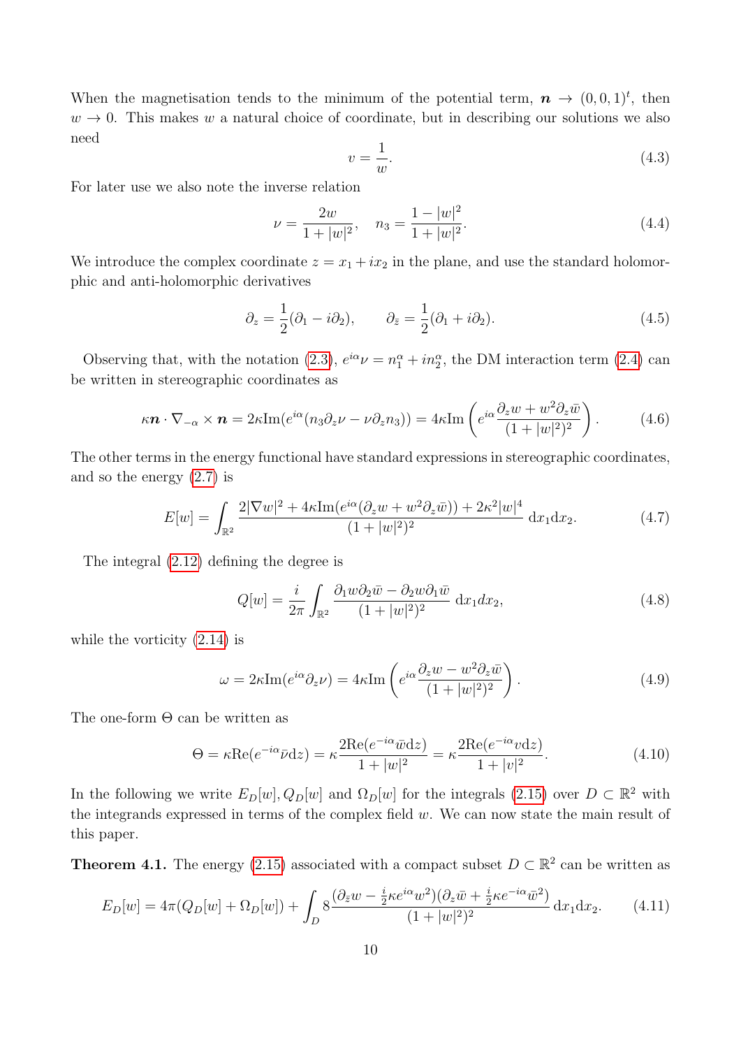When the magnetisation tends to the minimum of the potential term, $\boldsymbol{n} \to (0,0,1)^t$, then $w \to 0$. This makes $w$ a natural choice of coordinate, but in describing our solutions we also need

$$v = \frac{1}{w}. \tag{4.3}$$

For later use we also note the inverse relation

$$\nu = \frac{2w}{1+|w|^2}, \quad n_3 = \frac{1-|w|^2}{1+|w|^2}. \tag{4.4}$$

We introduce the complex coordinate $z = x_1 + ix_2$ in the plane, and use the standard holomorphic and anti-holomorphic derivatives

$$\partial_z = \frac{1}{2}(\partial_1 - i\partial_2), \qquad \partial_{\bar{z}} = \frac{1}{2}(\partial_1 + i\partial_2). \tag{4.5}$$

Observing that, with the notation (2.3), $e^{i\alpha}\nu = n_1^\alpha + in_2^\alpha$, the DM interaction term (2.4) can be written in stereographic coordinates as

$$\kappa \boldsymbol{n} \cdot \nabla_{-\alpha} \times \boldsymbol{n} = 2\kappa \mathrm{Im}(e^{i\alpha}(n_3\partial_z \nu - \nu \partial_z n_3)) = 4\kappa \mathrm{Im}\left(e^{i\alpha}\frac{\partial_z w + w^2 \partial_z \bar{w}}{(1+|w|^2)^2}\right). \tag{4.6}$$

The other terms in the energy functional have standard expressions in stereographic coordinates, and so the energy (2.7) is

$$E[w] = \int_{\mathbb{R}^2} \frac{2|\nabla w|^2 + 4\kappa \mathrm{Im}(e^{i\alpha}(\partial_z w + w^2 \partial_z \bar{w})) + 2\kappa^2 |w|^4}{(1+|w|^2)^2}\, \mathrm{d}x_1 \mathrm{d}x_2. \tag{4.7}$$

The integral (2.12) defining the degree is

$$Q[w] = \frac{i}{2\pi}\int_{\mathbb{R}^2} \frac{\partial_1 w \partial_2 \bar{w} - \partial_2 w \partial_1 \bar{w}}{(1+|w|^2)^2}\, \mathrm{d}x_1 dx_2, \tag{4.8}$$

while the vorticity (2.14) is

$$\omega = 2\kappa \mathrm{Im}(e^{i\alpha}\partial_z \nu) = 4\kappa \mathrm{Im}\left(e^{i\alpha}\frac{\partial_z w - w^2 \partial_z \bar{w}}{(1+|w|^2)^2}\right). \tag{4.9}$$

The one-form $\Theta$ can be written as

$$\Theta = \kappa \mathrm{Re}(e^{-i\alpha}\bar{\nu}\mathrm{d}z) = \kappa \frac{2\mathrm{Re}(e^{-i\alpha}\bar{w}\mathrm{d}z)}{1+|w|^2} = \kappa \frac{2\mathrm{Re}(e^{-i\alpha}v\mathrm{d}z)}{1+|v|^2}. \tag{4.10}$$

In the following we write $E_D[w], Q_D[w]$ and $\Omega_D[w]$ for the integrals (2.15) over $D \subset \mathbb{R}^2$ with the integrands expressed in terms of the complex field $w$. We can now state the main result of this paper.

**Theorem 4.1.** The energy (2.15) associated with a compact subset $D \subset \mathbb{R}^2$ can be written as

$$E_D[w] = 4\pi(Q_D[w] + \Omega_D[w]) + \int_D 8\frac{(\partial_{\bar{z}} w - \frac{i}{2}\kappa e^{i\alpha}w^2)(\partial_z \bar{w} + \frac{i}{2}\kappa e^{-i\alpha}\bar{w}^2)}{(1+|w|^2)^2}\, \mathrm{d}x_1 \mathrm{d}x_2. \tag{4.11}$$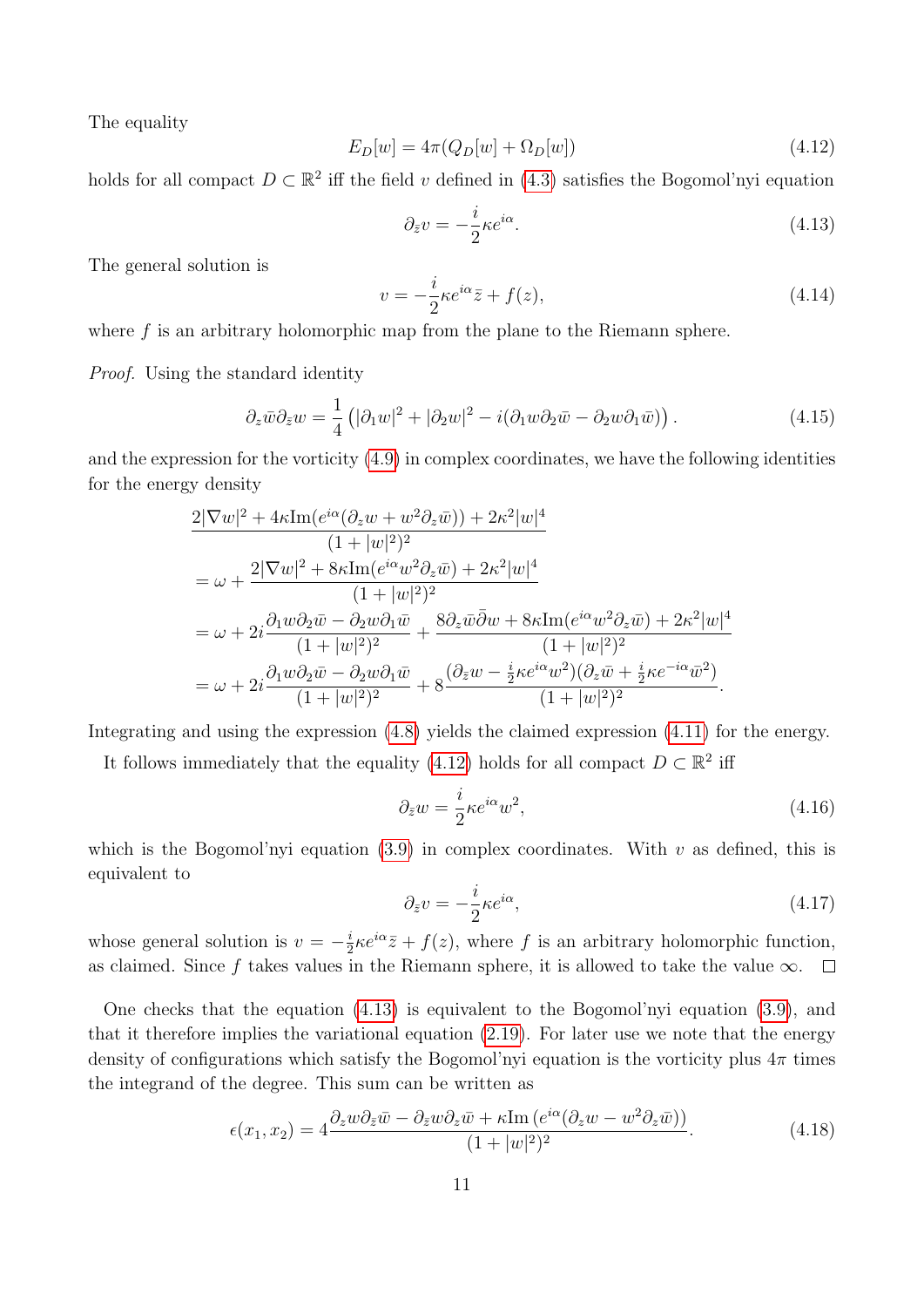The equality

$$E_D[w] = 4\pi(Q_D[w] + \Omega_D[w]) \tag{4.12}$$

holds for all compact $D \subset \mathbb{R}^2$ iff the field $v$ defined in (4.3) satisfies the Bogomol'nyi equation

$$\partial_{\bar{z}} v = -\frac{i}{2}\kappa e^{i\alpha}. \tag{4.13}$$

The general solution is

$$v = -\frac{i}{2}\kappa e^{i\alpha}\bar{z} + f(z), \tag{4.14}$$

where $f$ is an arbitrary holomorphic map from the plane to the Riemann sphere.

*Proof.* Using the standard identity

$$\partial_z \bar{w} \partial_{\bar{z}} w = \frac{1}{4}\left(|\partial_1 w|^2 + |\partial_2 w|^2 - i(\partial_1 w \partial_2 \bar{w} - \partial_2 w \partial_1 \bar{w})\right). \tag{4.15}$$

and the expression for the vorticity (4.9) in complex coordinates, we have the following identities for the energy density

$$\begin{aligned}
&\frac{2|\nabla w|^2 + 4\kappa \mathrm{Im}(e^{i\alpha}(\partial_z w + w^2 \partial_z \bar{w})) + 2\kappa^2 |w|^4}{(1+|w|^2)^2} \\
&= \omega + \frac{2|\nabla w|^2 + 8\kappa \mathrm{Im}(e^{i\alpha} w^2 \partial_z \bar{w}) + 2\kappa^2 |w|^4}{(1+|w|^2)^2} \\
&= \omega + 2i\frac{\partial_1 w \partial_2 \bar{w} - \partial_2 w \partial_1 \bar{w}}{(1+|w|^2)^2} + \frac{8\partial_z \bar{w} \bar{\partial} w + 8\kappa \mathrm{Im}(e^{i\alpha} w^2 \partial_z \bar{w}) + 2\kappa^2 |w|^4}{(1+|w|^2)^2} \\
&= \omega + 2i\frac{\partial_1 w \partial_2 \bar{w} - \partial_2 w \partial_1 \bar{w}}{(1+|w|^2)^2} + 8\frac{(\partial_{\bar{z}} w - \frac{i}{2}\kappa e^{i\alpha} w^2)(\partial_z \bar{w} + \frac{i}{2}\kappa e^{-i\alpha}\bar{w}^2)}{(1+|w|^2)^2}.
\end{aligned}$$

Integrating and using the expression (4.8) yields the claimed expression (4.11) for the energy.

It follows immediately that the equality (4.12) holds for all compact $D \subset \mathbb{R}^2$ iff

$$\partial_{\bar{z}} w = \frac{i}{2}\kappa e^{i\alpha} w^2, \tag{4.16}$$

which is the Bogomol'nyi equation (3.9) in complex coordinates. With $v$ as defined, this is equivalent to

$$\partial_{\bar{z}} v = -\frac{i}{2}\kappa e^{i\alpha}, \tag{4.17}$$

whose general solution is $v = -\frac{i}{2}\kappa e^{i\alpha}\bar{z} + f(z)$, where $f$ is an arbitrary holomorphic function, as claimed. Since $f$ takes values in the Riemann sphere, it is allowed to take the value $\infty$. $\square$

One checks that the equation (4.13) is equivalent to the Bogomol'nyi equation (3.9), and that it therefore implies the variational equation (2.19). For later use we note that the energy density of configurations which satisfy the Bogomol'nyi equation is the vorticity plus $4\pi$ times the integrand of the degree. This sum can be written as

$$\epsilon(x_1, x_2) = 4\frac{\partial_z w \partial_{\bar{z}} \bar{w} - \partial_{\bar{z}} w \partial_z \bar{w} + \kappa \mathrm{Im}\left(e^{i\alpha}(\partial_z w - w^2 \partial_z \bar{w})\right)}{(1+|w|^2)^2}. \tag{4.18}$$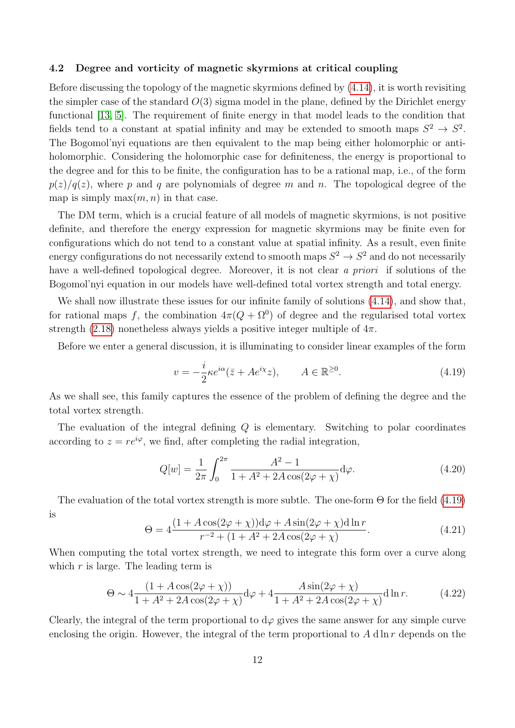### 4.2 Degree and vorticity of magnetic skyrmions at critical coupling

Before discussing the topology of the magnetic skyrmions defined by (4.14), it is worth revisiting the simpler case of the standard $O(3)$ sigma model in the plane, defined by the Dirichlet energy functional [13, 5]. The requirement of finite energy in that model leads to the condition that fields tend to a constant at spatial infinity and may be extended to smooth maps $S^2 \to S^2$. The Bogomol'nyi equations are then equivalent to the map being either holomorphic or anti-holomorphic. Considering the holomorphic case for definiteness, the energy is proportional to the degree and for this to be finite, the configuration has to be a rational map, i.e., of the form $p(z)/q(z)$, where $p$ and $q$ are polynomials of degree $m$ and $n$. The topological degree of the map is simply $\max(m, n)$ in that case.

The DM term, which is a crucial feature of all models of magnetic skyrmions, is not positive definite, and therefore the energy expression for magnetic skyrmions may be finite even for configurations which do not tend to a constant value at spatial infinity. As a result, even finite energy configurations do not necessarily extend to smooth maps $S^2 \to S^2$ and do not necessarily have a well-defined topological degree. Moreover, it is not clear *a priori* if solutions of the Bogomol'nyi equation in our models have well-defined total vortex strength and total energy.

We shall now illustrate these issues for our infinite family of solutions (4.14), and show that, for rational maps $f$, the combination $4\pi(Q + \Omega^0)$ of degree and the regularised total vortex strength (2.18) nonetheless always yields a positive integer multiple of $4\pi$.

Before we enter a general discussion, it is illuminating to consider linear examples of the form

$$v = -\frac{i}{2}\kappa e^{i\alpha}(\bar{z} + Ae^{i\chi}z), \qquad A \in \mathbb{R}^{\geq 0}. \tag{4.19}$$

As we shall see, this family captures the essence of the problem of defining the degree and the total vortex strength.

The evaluation of the integral defining $Q$ is elementary. Switching to polar coordinates according to $z = re^{i\varphi}$, we find, after completing the radial integration,

$$Q[w] = \frac{1}{2\pi}\int_0^{2\pi} \frac{A^2 - 1}{1 + A^2 + 2A\cos(2\varphi + \chi)} \mathrm{d}\varphi. \tag{4.20}$$

The evaluation of the total vortex strength is more subtle. The one-form $\Theta$ for the field (4.19) is

$$\Theta = 4\frac{(1 + A\cos(2\varphi + \chi))\mathrm{d}\varphi + A\sin(2\varphi + \chi)\mathrm{d}\ln r}{r^{-2} + (1 + A^2 + 2A\cos(2\varphi + \chi)}. \tag{4.21}$$

When computing the total vortex strength, we need to integrate this form over a curve along which $r$ is large. The leading term is

$$\Theta \sim 4\frac{(1 + A\cos(2\varphi + \chi))}{1 + A^2 + 2A\cos(2\varphi + \chi)}\mathrm{d}\varphi + 4\frac{A\sin(2\varphi + \chi)}{1 + A^2 + 2A\cos(2\varphi + \chi)}\mathrm{d}\ln r. \tag{4.22}$$

Clearly, the integral of the term proportional to $\mathrm{d}\varphi$ gives the same answer for any simple curve enclosing the origin. However, the integral of the term proportional to $A\,\mathrm{d}\ln r$ depends on the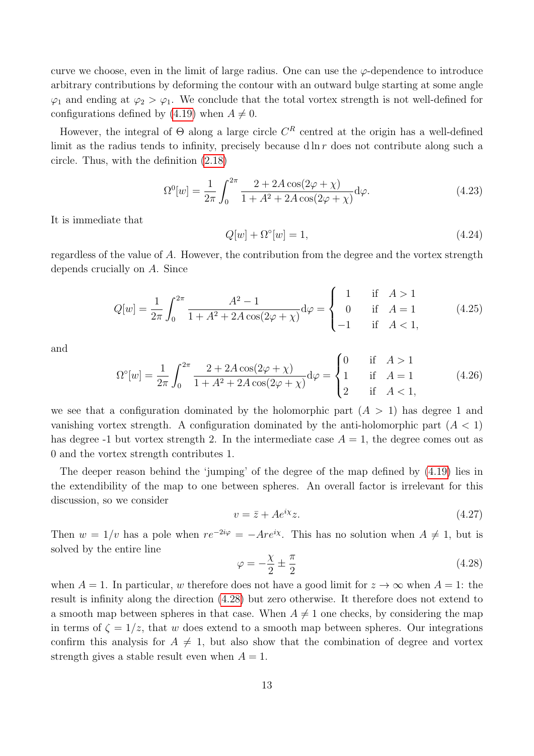curve we choose, even in the limit of large radius. One can use the $\varphi$-dependence to introduce arbitrary contributions by deforming the contour with an outward bulge starting at some angle $\varphi_1$ and ending at $\varphi_2 > \varphi_1$. We conclude that the total vortex strength is not well-defined for configurations defined by (4.19) when $A \neq 0$.

However, the integral of $\Theta$ along a large circle $C^R$ centred at the origin has a well-defined limit as the radius tends to infinity, precisely because $\mathrm{d}\ln r$ does not contribute along such a circle. Thus, with the definition (2.18)

$$\Omega^0[w] = \frac{1}{2\pi}\int_0^{2\pi} \frac{2+2A\cos(2\varphi+\chi)}{1+A^2+2A\cos(2\varphi+\chi)}\mathrm{d}\varphi. \tag{4.23}$$

It is immediate that

$$Q[w] + \Omega^\circ[w] = 1, \tag{4.24}$$

regardless of the value of $A$. However, the contribution from the degree and the vortex strength depends crucially on $A$. Since

$$Q[w] = \frac{1}{2\pi}\int_0^{2\pi} \frac{A^2-1}{1+A^2+2A\cos(2\varphi+\chi)}\mathrm{d}\varphi = \begin{cases} 1 & \text{if} \quad A>1 \\ 0 & \text{if} \quad A=1 \\ -1 & \text{if} \quad A<1, \end{cases} \tag{4.25}$$

and

$$\Omega^\circ[w] = \frac{1}{2\pi}\int_0^{2\pi} \frac{2+2A\cos(2\varphi+\chi)}{1+A^2+2A\cos(2\varphi+\chi)}\mathrm{d}\varphi = \begin{cases} 0 & \text{if} \quad A>1 \\ 1 & \text{if} \quad A=1 \\ 2 & \text{if} \quad A<1, \end{cases} \tag{4.26}$$

we see that a configuration dominated by the holomorphic part ($A > 1$) has degree 1 and vanishing vortex strength. A configuration dominated by the anti-holomorphic part ($A < 1$) has degree -1 but vortex strength 2. In the intermediate case $A = 1$, the degree comes out as 0 and the vortex strength contributes 1.

The deeper reason behind the 'jumping' of the degree of the map defined by (4.19) lies in the extendibility of the map to one between spheres. An overall factor is irrelevant for this discussion, so we consider

$$v = \bar{z} + Ae^{i\chi}z. \tag{4.27}$$

Then $w = 1/v$ has a pole when $re^{-2i\varphi} = -Are^{i\chi}$. This has no solution when $A \neq 1$, but is solved by the entire line

$$\varphi = -\frac{\chi}{2} \pm \frac{\pi}{2} \tag{4.28}$$

when $A = 1$. In particular, $w$ therefore does not have a good limit for $z \to \infty$ when $A = 1$: the result is infinity along the direction (4.28) but zero otherwise. It therefore does not extend to a smooth map between spheres in that case. When $A \neq 1$ one checks, by considering the map in terms of $\zeta = 1/z$, that $w$ does extend to a smooth map between spheres. Our integrations confirm this analysis for $A \neq 1$, but also show that the combination of degree and vortex strength gives a stable result even when $A = 1$.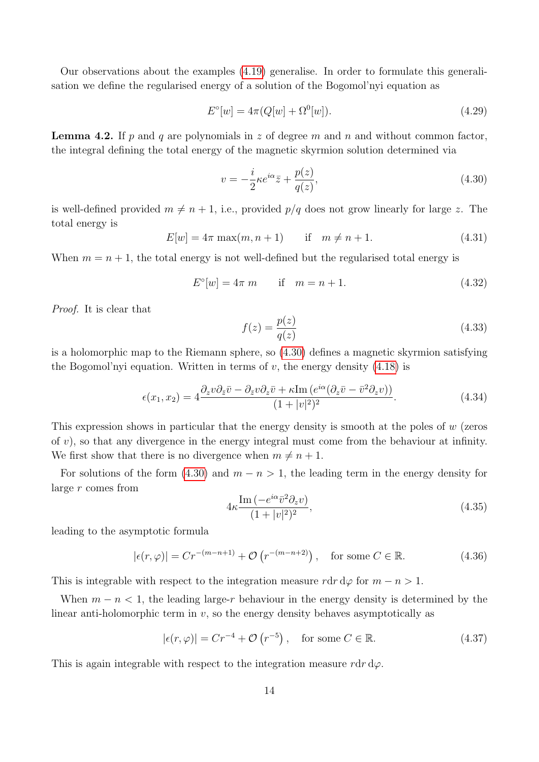Our observations about the examples (4.19) generalise. In order to formulate this generalisation we define the regularised energy of a solution of the Bogomol'nyi equation as

$$E^\circ[w] = 4\pi(Q[w] + \Omega^0[w]). \tag{4.29}$$

**Lemma 4.2.** If $p$ and $q$ are polynomials in $z$ of degree $m$ and $n$ and without common factor, the integral defining the total energy of the magnetic skyrmion solution determined via

$$v = -\frac{i}{2}\kappa e^{i\alpha}\bar{z} + \frac{p(z)}{q(z)}, \tag{4.30}$$

is well-defined provided $m \neq n+1$, i.e., provided $p/q$ does not grow linearly for large $z$. The total energy is

$$E[w] = 4\pi \max(m, n+1) \qquad \text{if} \quad m \neq n+1. \tag{4.31}$$

When $m = n+1$, the total energy is not well-defined but the regularised total energy is

$$E^\circ[w] = 4\pi\, m \qquad \text{if} \quad m = n+1. \tag{4.32}$$

*Proof.* It is clear that

$$f(z) = \frac{p(z)}{q(z)} \tag{4.33}$$

is a holomorphic map to the Riemann sphere, so (4.30) defines a magnetic skyrmion satisfying the Bogomol'nyi equation. Written in terms of $v$, the energy density (4.18) is

$$\epsilon(x_1, x_2) = 4\frac{\partial_z v \partial_{\bar{z}} \bar{v} - \partial_{\bar{z}} v \partial_z \bar{v} + \kappa \mathrm{Im}\left(e^{i\alpha}(\partial_z \bar{v} - \bar{v}^2 \partial_z v)\right)}{(1+|v|^2)^2}. \tag{4.34}$$

This expression shows in particular that the energy density is smooth at the poles of $w$ (zeros of $v$), so that any divergence in the energy integral must come from the behaviour at infinity. We first show that there is no divergence when $m \neq n+1$.

For solutions of the form (4.30) and $m - n > 1$, the leading term in the energy density for large $r$ comes from

$$4\kappa \frac{\mathrm{Im}\left(-e^{i\alpha}\bar{v}^2 \partial_z v\right)}{(1+|v|^2)^2}, \tag{4.35}$$

leading to the asymptotic formula

$$|\epsilon(r, \varphi)| = C r^{-(m-n+1)} + \mathcal{O}\left(r^{-(m-n+2)}\right), \quad \text{for some } C \in \mathbb{R}. \tag{4.36}$$

This is integrable with respect to the integration measure $r\mathrm{d}r\,\mathrm{d}\varphi$ for $m - n > 1$.

When $m - n < 1$, the leading large-$r$ behaviour in the energy density is determined by the linear anti-holomorphic term in $v$, so the energy density behaves asymptotically as

$$|\epsilon(r, \varphi)| = C r^{-4} + \mathcal{O}\left(r^{-5}\right), \quad \text{for some } C \in \mathbb{R}. \tag{4.37}$$

This is again integrable with respect to the integration measure $r\mathrm{d}r\,\mathrm{d}\varphi$.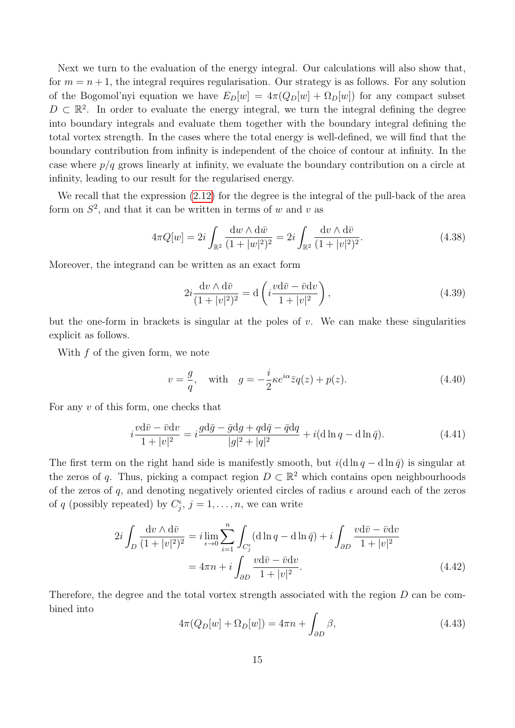Next we turn to the evaluation of the energy integral. Our calculations will also show that, for $m = n+1$, the integral requires regularisation. Our strategy is as follows. For any solution of the Bogomol'nyi equation we have $E_D[w] = 4\pi(Q_D[w] + \Omega_D[w])$ for any compact subset $D \subset \mathbb{R}^2$. In order to evaluate the energy integral, we turn the integral defining the degree into boundary integrals and evaluate them together with the boundary integral defining the total vortex strength. In the cases where the total energy is well-defined, we will find that the boundary contribution from infinity is independent of the choice of contour at infinity. In the case where $p/q$ grows linearly at infinity, we evaluate the boundary contribution on a circle at infinity, leading to our result for the regularised energy.

We recall that the expression (2.12) for the degree is the integral of the pull-back of the area form on $S^2$, and that it can be written in terms of $w$ and $v$ as

$$4\pi Q[w] = 2i \int_{\mathbb{R}^2} \frac{\mathrm{d}w \wedge \mathrm{d}\bar{w}}{(1+|w|^2)^2} = 2i \int_{\mathbb{R}^2} \frac{\mathrm{d}v \wedge \mathrm{d}\bar{v}}{(1+|v|^2)^2}. \tag{4.38}$$

Moreover, the integrand can be written as an exact form

$$2i \frac{\mathrm{d}v \wedge \mathrm{d}\bar{v}}{(1+|v|^2)^2} = \mathrm{d}\left( i \frac{v\mathrm{d}\bar{v} - \bar{v}\mathrm{d}v}{1+|v|^2} \right), \tag{4.39}$$

but the one-form in brackets is singular at the poles of $v$. We can make these singularities explicit as follows.

With $f$ of the given form, we note

$$v = \frac{g}{q}, \quad \text{with} \quad g = -\frac{i}{2}\kappa e^{i\alpha} \bar{z} q(z) + p(z). \tag{4.40}$$

For any $v$ of this form, one checks that

$$i\frac{v\mathrm{d}\bar{v} - \bar{v}\mathrm{d}v}{1+|v|^2} = i\frac{g\mathrm{d}\bar{g} - \bar{g}\mathrm{d}g + q\mathrm{d}\bar{q} - \bar{q}\mathrm{d}q}{|g|^2 + |q|^2} + i(\mathrm{d}\ln q - \mathrm{d}\ln \bar{q}). \tag{4.41}$$

The first term on the right hand side is manifestly smooth, but $i(\mathrm{d}\ln q - \mathrm{d}\ln\bar{q})$ is singular at the zeros of $q$. Thus, picking a compact region $D \subset \mathbb{R}^2$ which contains open neighbourhoods of the zeros of $q$, and denoting negatively oriented circles of radius $\epsilon$ around each of the zeros of $q$ (possibly repeated) by $C_j^\epsilon$, $j = 1, \ldots, n$, we can write

$$\begin{aligned} 2i \int_D \frac{\mathrm{d}v \wedge \mathrm{d}\bar{v}}{(1+|v|^2)^2} &= i \lim_{\epsilon \to 0} \sum_{i=1}^{n} \int_{C_j^\epsilon} (\mathrm{d}\ln q - \mathrm{d}\ln\bar{q}) + i \int_{\partial D} \frac{v\mathrm{d}\bar{v} - \bar{v}\mathrm{d}v}{1+|v|^2} \\ &= 4\pi n + i\int_{\partial D} \frac{v\mathrm{d}\bar{v} - \bar{v}\mathrm{d}v}{1+|v|^2}. \end{aligned} \tag{4.42}$$

Therefore, the degree and the total vortex strength associated with the region $D$ can be combined into

$$4\pi(Q_D[w] + \Omega_D[w]) = 4\pi n + \int_{\partial D} \beta, \tag{4.43}$$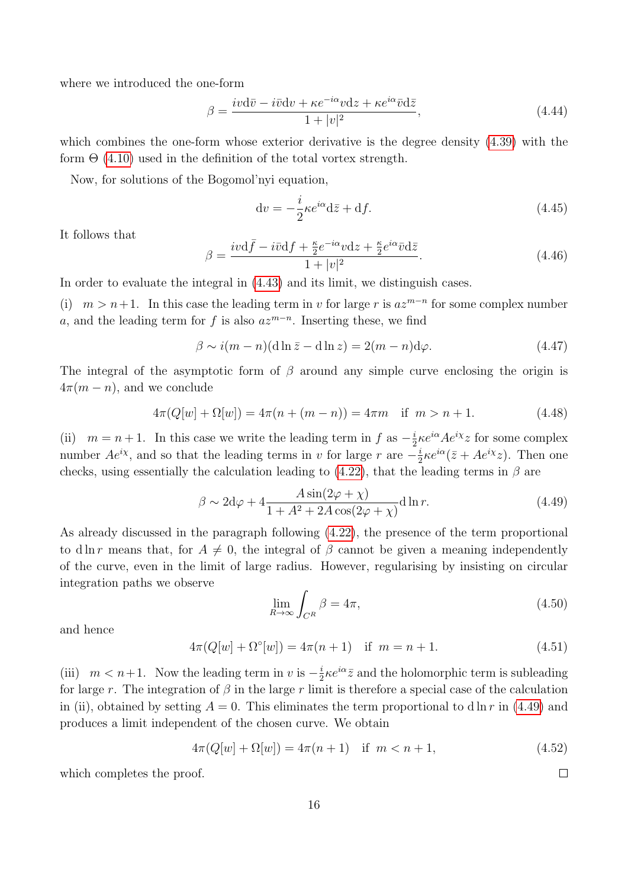where we introduced the one-form

$$\beta = \frac{iv\mathrm{d}\bar{v} - i\bar{v}\mathrm{d}v + \kappa e^{-i\alpha}v\mathrm{d}z + \kappa e^{i\alpha}\bar{v}\mathrm{d}\bar{z}}{1+|v|^2}, \tag{4.44}$$

which combines the one-form whose exterior derivative is the degree density (4.39) with the form $\Theta$ (4.10) used in the definition of the total vortex strength.

Now, for solutions of the Bogomol'nyi equation,

$$\mathrm{d}v = -\frac{i}{2}\kappa e^{i\alpha}\mathrm{d}\bar{z} + \mathrm{d}f. \tag{4.45}$$

It follows that

$$\beta = \frac{iv\mathrm{d}\bar{f} - i\bar{v}\mathrm{d}f + \frac{\kappa}{2}e^{-i\alpha}v\mathrm{d}z + \frac{\kappa}{2}e^{i\alpha}\bar{v}\mathrm{d}\bar{z}}{1+|v|^2}. \tag{4.46}$$

In order to evaluate the integral in (4.43) and its limit, we distinguish cases.

(i) $m > n+1$. In this case the leading term in $v$ for large $r$ is $az^{m-n}$ for some complex number $a$, and the leading term for $f$ is also $az^{m-n}$. Inserting these, we find

$$\beta \sim i(m-n)(\mathrm{d}\ln\bar{z} - \mathrm{d}\ln z) = 2(m-n)\mathrm{d}\varphi. \tag{4.47}$$

The integral of the asymptotic form of $\beta$ around any simple curve enclosing the origin is $4\pi(m-n)$, and we conclude

$$4\pi(Q[w] + \Omega[w]) = 4\pi(n + (m-n)) = 4\pi m \quad \text{if } \; m > n+1. \tag{4.48}$$

(ii) $m = n+1$. In this case we write the leading term in $f$ as $-\frac{i}{2}\kappa e^{i\alpha}Ae^{i\chi}z$ for some complex number $Ae^{i\chi}$, and so that the leading terms in $v$ for large $r$ are $-\frac{i}{2}\kappa e^{i\alpha}(\bar{z} + Ae^{i\chi}z)$. Then one checks, using essentially the calculation leading to (4.22), that the leading terms in $\beta$ are

$$\beta \sim 2\mathrm{d}\varphi + 4\frac{A\sin(2\varphi+\chi)}{1+A^2+2A\cos(2\varphi+\chi)}\mathrm{d}\ln r. \tag{4.49}$$

As already discussed in the paragraph following (4.22), the presence of the term proportional to $\mathrm{d}\ln r$ means that, for $A \neq 0$, the integral of $\beta$ cannot be given a meaning independently of the curve, even in the limit of large radius. However, regularising by insisting on circular integration paths we observe

$$\lim_{R\to\infty}\int_{C^R}\beta = 4\pi, \tag{4.50}$$

and hence

$$4\pi(Q[w] + \Omega^\circ[w]) = 4\pi(n+1) \quad \text{if } \; m = n+1. \tag{4.51}$$

(iii) $m < n+1$. Now the leading term in $v$ is $-\frac{i}{2}\kappa e^{i\alpha}\bar{z}$ and the holomorphic term is subleading for large $r$. The integration of $\beta$ in the large $r$ limit is therefore a special case of the calculation in (ii), obtained by setting $A = 0$. This eliminates the term proportional to $\mathrm{d}\ln r$ in (4.49) and produces a limit independent of the chosen curve. We obtain

$$4\pi(Q[w] + \Omega[w]) = 4\pi(n+1) \quad \text{if } \; m < n+1, \tag{4.52}$$

which completes the proof. □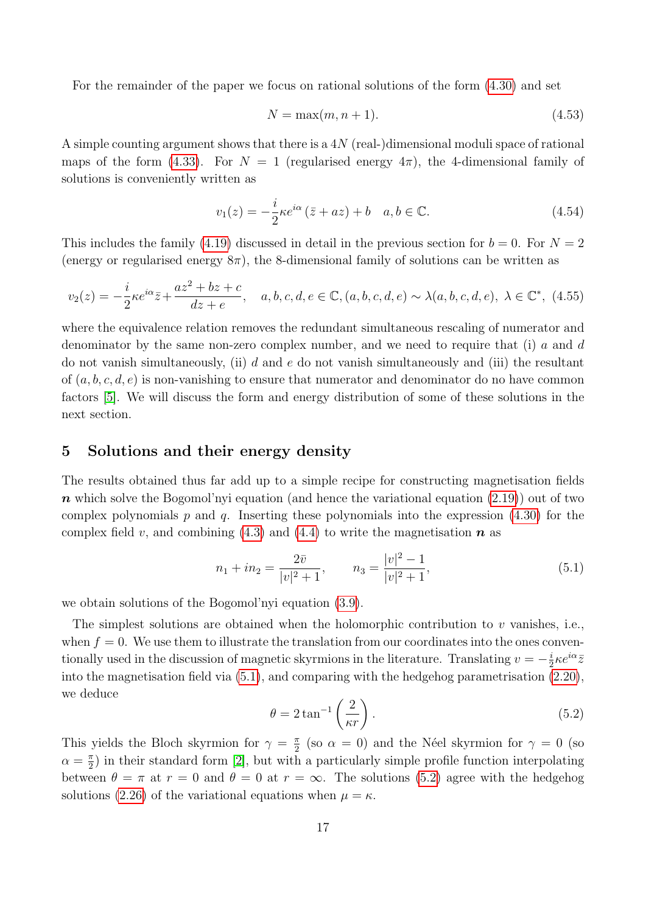For the remainder of the paper we focus on rational solutions of the form (4.30) and set

$$N = \max(m, n+1). \tag{4.53}$$

A simple counting argument shows that there is a $4N$ (real-)dimensional moduli space of rational maps of the form (4.33). For $N = 1$ (regularised energy $4\pi$), the 4-dimensional family of solutions is conveniently written as

$$v_1(z) = -\frac{i}{2}\kappa e^{i\alpha}\left(\bar{z} + az\right) + b \quad a, b \in \mathbb{C}. \tag{4.54}$$

This includes the family (4.19) discussed in detail in the previous section for $b = 0$. For $N = 2$ (energy or regularised energy $8\pi$), the 8-dimensional family of solutions can be written as

$$v_2(z) = -\frac{i}{2}\kappa e^{i\alpha}\bar{z} + \frac{az^2 + bz + c}{dz + e}, \quad a, b, c, d, e \in \mathbb{C}, (a, b, c, d, e) \sim \lambda(a, b, c, d, e),\ \lambda \in \mathbb{C}^*, \tag{4.55}$$

where the equivalence relation removes the redundant simultaneous rescaling of numerator and denominator by the same non-zero complex number, and we need to require that (i) $a$ and $d$ do not vanish simultaneously, (ii) $d$ and $e$ do not vanish simultaneously and (iii) the resultant of $(a, b, c, d, e)$ is non-vanishing to ensure that numerator and denominator do no have common factors [5]. We will discuss the form and energy distribution of some of these solutions in the next section.

## 5 Solutions and their energy density

The results obtained thus far add up to a simple recipe for constructing magnetisation fields $\boldsymbol{n}$ which solve the Bogomol'nyi equation (and hence the variational equation (2.19)) out of two complex polynomials $p$ and $q$. Inserting these polynomials into the expression (4.30) for the complex field $v$, and combining (4.3) and (4.4) to write the magnetisation $\boldsymbol{n}$ as

$$n_1 + in_2 = \frac{2\bar{v}}{|v|^2 + 1}, \qquad n_3 = \frac{|v|^2 - 1}{|v|^2 + 1}, \tag{5.1}$$

we obtain solutions of the Bogomol'nyi equation (3.9).

The simplest solutions are obtained when the holomorphic contribution to $v$ vanishes, i.e., when $f = 0$. We use them to illustrate the translation from our coordinates into the ones conventionally used in the discussion of magnetic skyrmions in the literature. Translating $v = -\frac{i}{2}\kappa e^{i\alpha}\bar{z}$ into the magnetisation field via (5.1), and comparing with the hedgehog parametrisation (2.20), we deduce

$$\theta = 2\tan^{-1}\left(\frac{2}{\kappa r}\right). \tag{5.2}$$

This yields the Bloch skyrmion for $\gamma = \frac{\pi}{2}$ (so $\alpha = 0$) and the Néel skyrmion for $\gamma = 0$ (so $\alpha = \frac{\pi}{2}$) in their standard form [2], but with a particularly simple profile function interpolating between $\theta = \pi$ at $r = 0$ and $\theta = 0$ at $r = \infty$. The solutions (5.2) agree with the hedgehog solutions (2.26) of the variational equations when $\mu = \kappa$.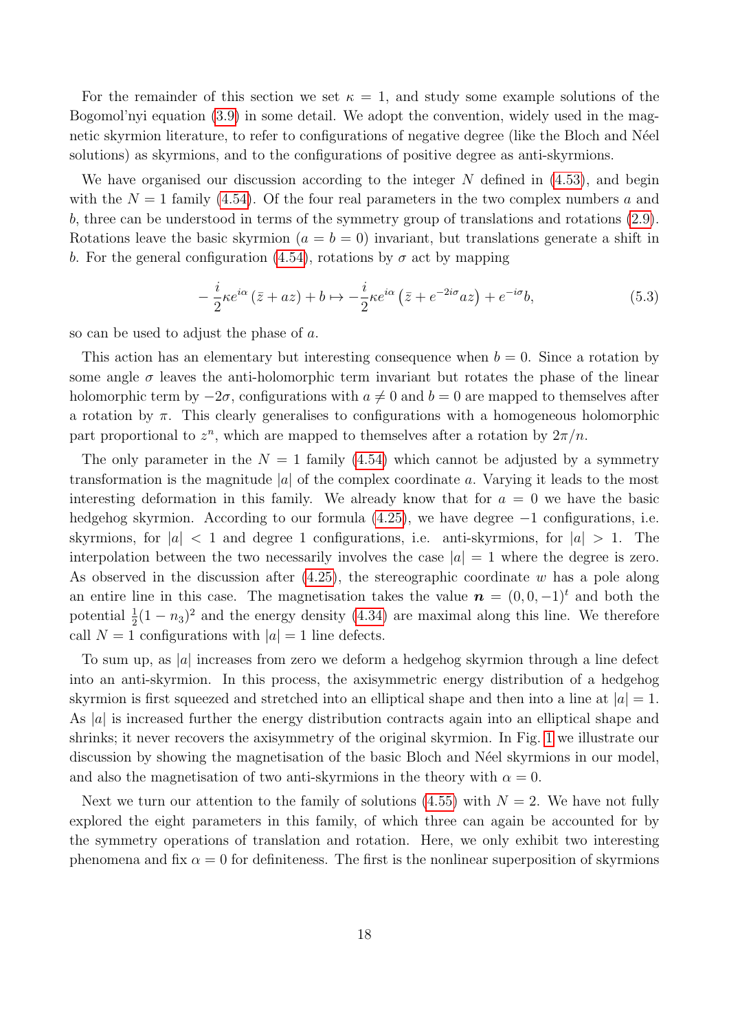For the remainder of this section we set $\kappa = 1$, and study some example solutions of the Bogomol'nyi equation (3.9) in some detail. We adopt the convention, widely used in the magnetic skyrmion literature, to refer to configurations of negative degree (like the Bloch and Néel solutions) as skyrmions, and to the configurations of positive degree as anti-skyrmions.

We have organised our discussion according to the integer $N$ defined in (4.53), and begin with the $N = 1$ family (4.54). Of the four real parameters in the two complex numbers $a$ and $b$, three can be understood in terms of the symmetry group of translations and rotations (2.9). Rotations leave the basic skyrmion ($a = b = 0$) invariant, but translations generate a shift in $b$. For the general configuration (4.54), rotations by $\sigma$ act by mapping

$$-\frac{i}{2}\kappa e^{i\alpha}\left(\bar{z} + az\right) + b \mapsto -\frac{i}{2}\kappa e^{i\alpha}\left(\bar{z} + e^{-2i\sigma}az\right) + e^{-i\sigma}b, \tag{5.3}$$

so can be used to adjust the phase of $a$.

This action has an elementary but interesting consequence when $b = 0$. Since a rotation by some angle $\sigma$ leaves the anti-holomorphic term invariant but rotates the phase of the linear holomorphic term by $-2\sigma$, configurations with $a \neq 0$ and $b = 0$ are mapped to themselves after a rotation by $\pi$. This clearly generalises to configurations with a homogeneous holomorphic part proportional to $z^n$, which are mapped to themselves after a rotation by $2\pi/n$.

The only parameter in the $N = 1$ family (4.54) which cannot be adjusted by a symmetry transformation is the magnitude $|a|$ of the complex coordinate $a$. Varying it leads to the most interesting deformation in this family. We already know that for $a = 0$ we have the basic hedgehog skyrmion. According to our formula (4.25), we have degree $-1$ configurations, i.e. skyrmions, for $|a| < 1$ and degree 1 configurations, i.e. anti-skyrmions, for $|a| > 1$. The interpolation between the two necessarily involves the case $|a| = 1$ where the degree is zero. As observed in the discussion after (4.25), the stereographic coordinate $w$ has a pole along an entire line in this case. The magnetisation takes the value $\boldsymbol{n} = (0, 0, -1)^t$ and both the potential $\frac{1}{2}(1 - n_3)^2$ and the energy density (4.34) are maximal along this line. We therefore call $N = 1$ configurations with $|a| = 1$ line defects.

To sum up, as $|a|$ increases from zero we deform a hedgehog skyrmion through a line defect into an anti-skyrmion. In this process, the axisymmetric energy distribution of a hedgehog skyrmion is first squeezed and stretched into an elliptical shape and then into a line at $|a| = 1$. As $|a|$ is increased further the energy distribution contracts again into an elliptical shape and shrinks; it never recovers the axisymmetry of the original skyrmion. In Fig. 1 we illustrate our discussion by showing the magnetisation of the basic Bloch and Néel skyrmions in our model, and also the magnetisation of two anti-skyrmions in the theory with $\alpha = 0$.

Next we turn our attention to the family of solutions (4.55) with $N = 2$. We have not fully explored the eight parameters in this family, of which three can again be accounted for by the symmetry operations of translation and rotation. Here, we only exhibit two interesting phenomena and fix $\alpha = 0$ for definiteness. The first is the nonlinear superposition of skyrmions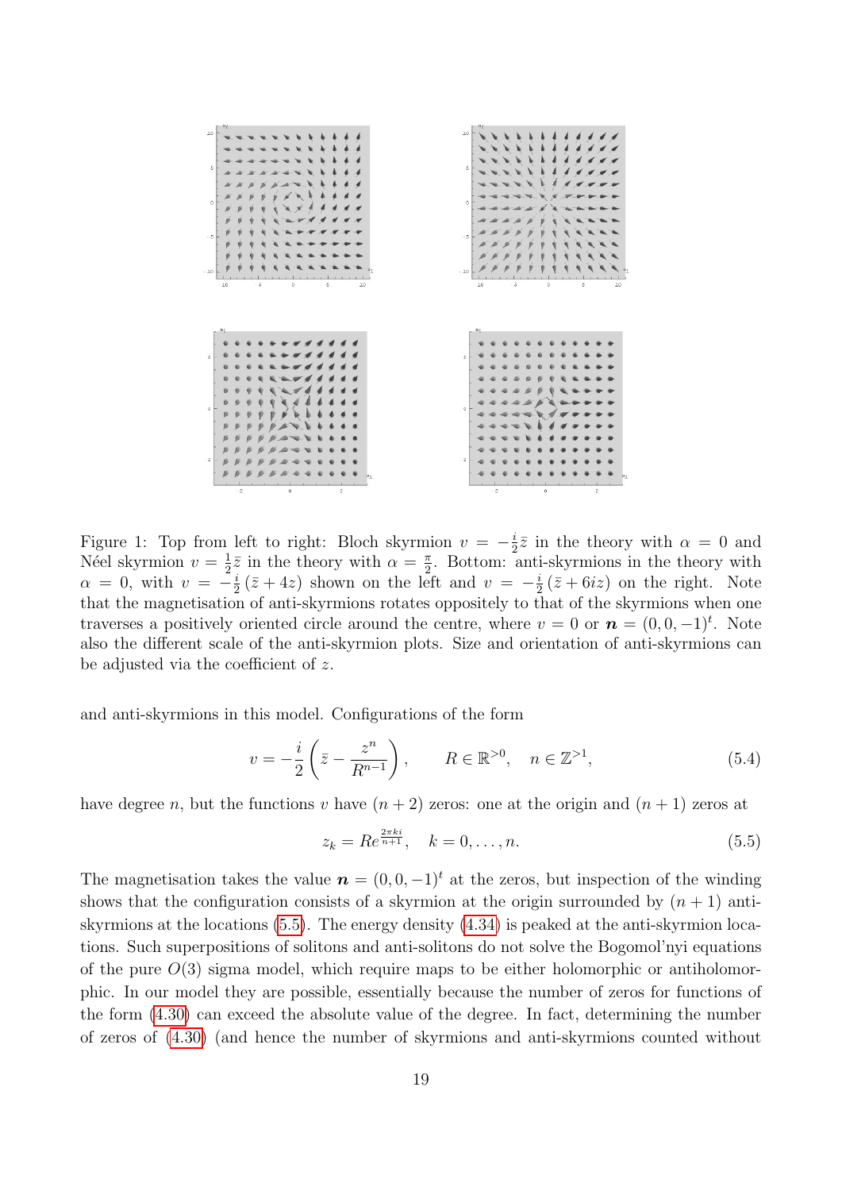Figure 1: Top from left to right: Bloch skyrmion $v = -\frac{i}{2}\bar{z}$ in the theory with $\alpha = 0$ and Néel skyrmion $v = \frac{1}{2}\bar{z}$ in the theory with $\alpha = \frac{\pi}{2}$. Bottom: anti-skyrmions in the theory with $\alpha = 0$, with $v = -\frac{i}{2}(\bar{z} + 4z)$ shown on the left and $v = -\frac{i}{2}(\bar{z} + 6iz)$ on the right. Note that the magnetisation of anti-skyrmions rotates oppositely to that of the skyrmions when one traverses a positively oriented circle around the centre, where $v = 0$ or $\boldsymbol{n} = (0, 0, -1)^t$. Note also the different scale of the anti-skyrmion plots. Size and orientation of anti-skyrmions can be adjusted via the coefficient of $z$.

and anti-skyrmions in this model. Configurations of the form

$$v = -\frac{i}{2}\left(\bar{z} - \frac{z^n}{R^{n-1}}\right), \qquad R \in \mathbb{R}^{>0}, \quad n \in \mathbb{Z}^{>1}, \tag{5.4}$$

have degree $n$, but the functions $v$ have $(n+2)$ zeros: one at the origin and $(n+1)$ zeros at

$$z_k = Re^{\frac{2\pi k i}{n+1}}, \quad k = 0, \ldots, n. \tag{5.5}$$

The magnetisation takes the value $\boldsymbol{n} = (0, 0, -1)^t$ at the zeros, but inspection of the winding shows that the configuration consists of a skyrmion at the origin surrounded by $(n+1)$ anti-skyrmions at the locations (5.5). The energy density (4.34) is peaked at the anti-skyrmion locations. Such superpositions of solitons and anti-solitons do not solve the Bogomol'nyi equations of the pure $O(3)$ sigma model, which require maps to be either holomorphic or antiholomorphic. In our model they are possible, essentially because the number of zeros for functions of the form (4.30) can exceed the absolute value of the degree. In fact, determining the number of zeros of (4.30) (and hence the number of skyrmions and anti-skyrmions counted without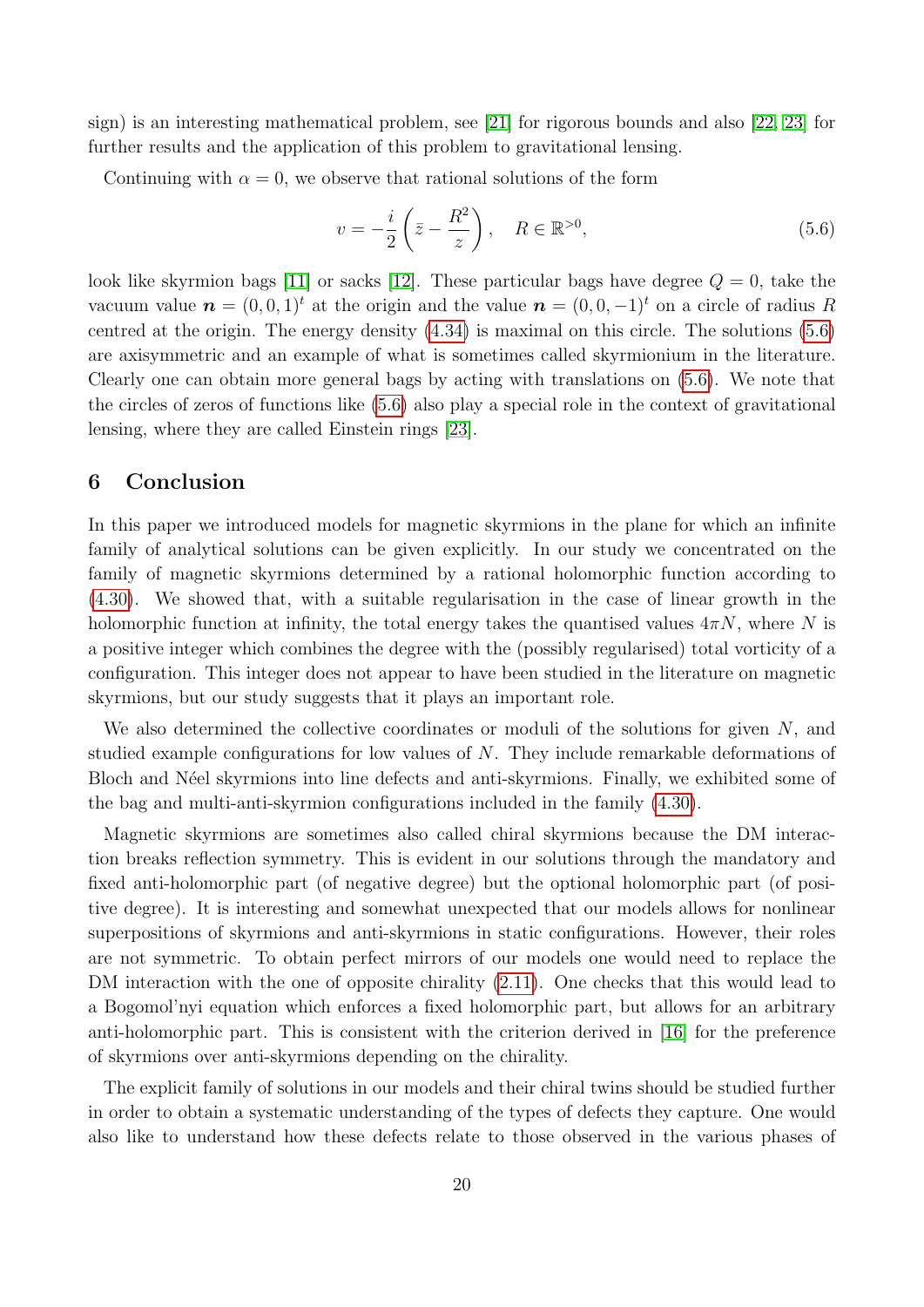sign) is an interesting mathematical problem, see [21] for rigorous bounds and also [22, 23] for further results and the application of this problem to gravitational lensing.

Continuing with $\alpha = 0$, we observe that rational solutions of the form

$$v = -\frac{i}{2}\left(\bar{z} - \frac{R^2}{z}\right), \quad R \in \mathbb{R}^{>0}, \tag{5.6}$$

look like skyrmion bags [11] or sacks [12]. These particular bags have degree $Q = 0$, take the vacuum value $\boldsymbol{n} = (0,0,1)^t$ at the origin and the value $\boldsymbol{n} = (0,0,-1)^t$ on a circle of radius $R$ centred at the origin. The energy density (4.34) is maximal on this circle. The solutions (5.6) are axisymmetric and an example of what is sometimes called skyrmionium in the literature. Clearly one can obtain more general bags by acting with translations on (5.6). We note that the circles of zeros of functions like (5.6) also play a special role in the context of gravitational lensing, where they are called Einstein rings [23].

## 6 Conclusion

In this paper we introduced models for magnetic skyrmions in the plane for which an infinite family of analytical solutions can be given explicitly. In our study we concentrated on the family of magnetic skyrmions determined by a rational holomorphic function according to (4.30). We showed that, with a suitable regularisation in the case of linear growth in the holomorphic function at infinity, the total energy takes the quantised values $4\pi N$, where $N$ is a positive integer which combines the degree with the (possibly regularised) total vorticity of a configuration. This integer does not appear to have been studied in the literature on magnetic skyrmions, but our study suggests that it plays an important role.

We also determined the collective coordinates or moduli of the solutions for given $N$, and studied example configurations for low values of $N$. They include remarkable deformations of Bloch and Néel skyrmions into line defects and anti-skyrmions. Finally, we exhibited some of the bag and multi-anti-skyrmion configurations included in the family (4.30).

Magnetic skyrmions are sometimes also called chiral skyrmions because the DM interaction breaks reflection symmetry. This is evident in our solutions through the mandatory and fixed anti-holomorphic part (of negative degree) but the optional holomorphic part (of positive degree). It is interesting and somewhat unexpected that our models allows for nonlinear superpositions of skyrmions and anti-skyrmions in static configurations. However, their roles are not symmetric. To obtain perfect mirrors of our models one would need to replace the DM interaction with the one of opposite chirality (2.11). One checks that this would lead to a Bogomol'nyi equation which enforces a fixed holomorphic part, but allows for an arbitrary anti-holomorphic part. This is consistent with the criterion derived in [16] for the preference of skyrmions over anti-skyrmions depending on the chirality.

The explicit family of solutions in our models and their chiral twins should be studied further in order to obtain a systematic understanding of the types of defects they capture. One would also like to understand how these defects relate to those observed in the various phases of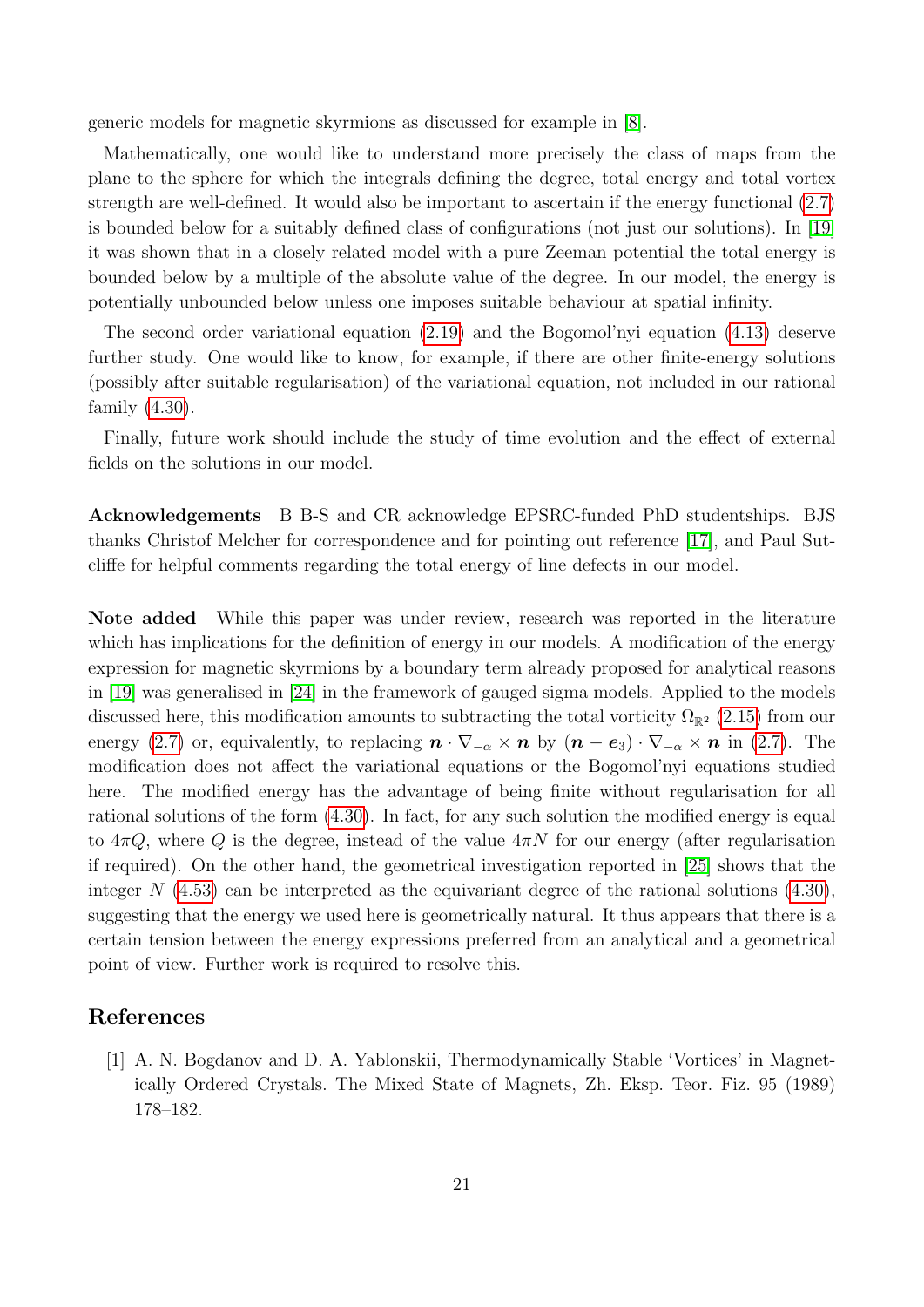generic models for magnetic skyrmions as discussed for example in [8].

Mathematically, one would like to understand more precisely the class of maps from the plane to the sphere for which the integrals defining the degree, total energy and total vortex strength are well-defined. It would also be important to ascertain if the energy functional (2.7) is bounded below for a suitably defined class of configurations (not just our solutions). In [19] it was shown that in a closely related model with a pure Zeeman potential the total energy is bounded below by a multiple of the absolute value of the degree. In our model, the energy is potentially unbounded below unless one imposes suitable behaviour at spatial infinity.

The second order variational equation (2.19) and the Bogomol'nyi equation (4.13) deserve further study. One would like to know, for example, if there are other finite-energy solutions (possibly after suitable regularisation) of the variational equation, not included in our rational family (4.30).

Finally, future work should include the study of time evolution and the effect of external fields on the solutions in our model.

**Acknowledgements** B B-S and CR acknowledge EPSRC-funded PhD studentships. BJS thanks Christof Melcher for correspondence and for pointing out reference [17], and Paul Sutcliffe for helpful comments regarding the total energy of line defects in our model.

**Note added** While this paper was under review, research was reported in the literature which has implications for the definition of energy in our models. A modification of the energy expression for magnetic skyrmions by a boundary term already proposed for analytical reasons in [19] was generalised in [24] in the framework of gauged sigma models. Applied to the models discussed here, this modification amounts to subtracting the total vorticity $\Omega_{\mathbb{R}^2}$ (2.15) from our energy (2.7) or, equivalently, to replacing $\boldsymbol{n} \cdot \nabla_{-\alpha} \times \boldsymbol{n}$ by $(\boldsymbol{n} - \boldsymbol{e}_3) \cdot \nabla_{-\alpha} \times \boldsymbol{n}$ in (2.7). The modification does not affect the variational equations or the Bogomol'nyi equations studied here. The modified energy has the advantage of being finite without regularisation for all rational solutions of the form (4.30). In fact, for any such solution the modified energy is equal to $4\pi Q$, where $Q$ is the degree, instead of the value $4\pi N$ for our energy (after regularisation if required). On the other hand, the geometrical investigation reported in [25] shows that the integer $N$ (4.53) can be interpreted as the equivariant degree of the rational solutions (4.30), suggesting that the energy we used here is geometrically natural. It thus appears that there is a certain tension between the energy expressions preferred from an analytical and a geometrical point of view. Further work is required to resolve this.

## References

[1] A. N. Bogdanov and D. A. Yablonskii, Thermodynamically Stable 'Vortices' in Magnetically Ordered Crystals. The Mixed State of Magnets, Zh. Eksp. Teor. Fiz. 95 (1989) 178–182.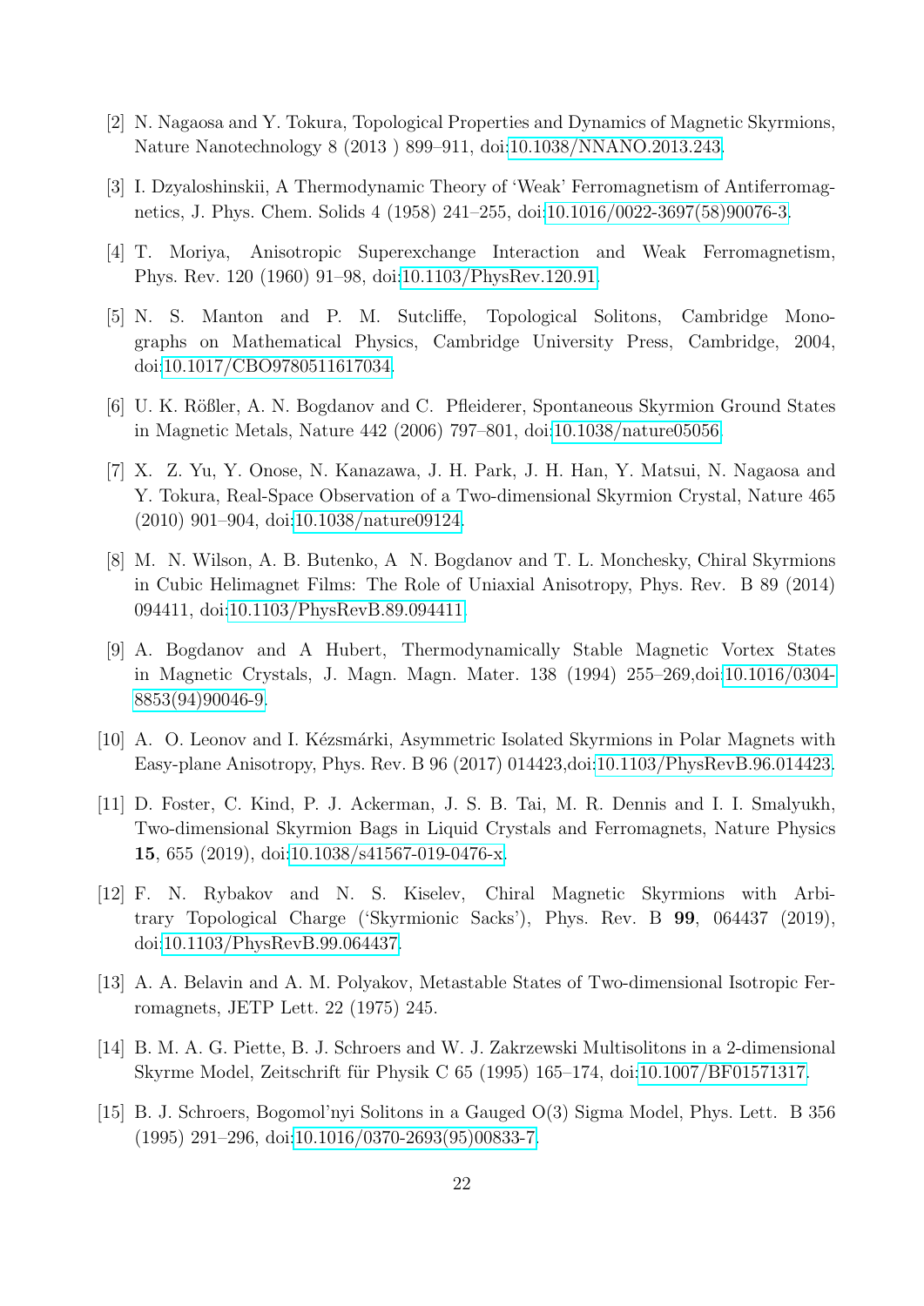[2] N. Nagaosa and Y. Tokura, Topological Properties and Dynamics of Magnetic Skyrmions, Nature Nanotechnology 8 (2013 ) 899–911, doi:10.1038/NNANO.2013.243.

[3] I. Dzyaloshinskii, A Thermodynamic Theory of 'Weak' Ferromagnetism of Antiferromagnetics, J. Phys. Chem. Solids 4 (1958) 241–255, doi:10.1016/0022-3697(58)90076-3.

[4] T. Moriya, Anisotropic Superexchange Interaction and Weak Ferromagnetism, Phys. Rev. 120 (1960) 91–98, doi:10.1103/PhysRev.120.91.

[5] N. S. Manton and P. M. Sutcliffe, Topological Solitons, Cambridge Monographs on Mathematical Physics, Cambridge University Press, Cambridge, 2004, doi:10.1017/CBO9780511617034.

[6] U. K. Rößler, A. N. Bogdanov and C. Pfleiderer, Spontaneous Skyrmion Ground States in Magnetic Metals, Nature 442 (2006) 797–801, doi:10.1038/nature05056.

[7] X. Z. Yu, Y. Onose, N. Kanazawa, J. H. Park, J. H. Han, Y. Matsui, N. Nagaosa and Y. Tokura, Real-Space Observation of a Two-dimensional Skyrmion Crystal, Nature 465 (2010) 901–904, doi:10.1038/nature09124.

[8] M. N. Wilson, A. B. Butenko, A N. Bogdanov and T. L. Monchesky, Chiral Skyrmions in Cubic Helimagnet Films: The Role of Uniaxial Anisotropy, Phys. Rev. B 89 (2014) 094411, doi:10.1103/PhysRevB.89.094411.

[9] A. Bogdanov and A Hubert, Thermodynamically Stable Magnetic Vortex States in Magnetic Crystals, J. Magn. Magn. Mater. 138 (1994) 255–269,doi:10.1016/0304-8853(94)90046-9.

[10] A. O. Leonov and I. Kézsmárki, Asymmetric Isolated Skyrmions in Polar Magnets with Easy-plane Anisotropy, Phys. Rev. B 96 (2017) 014423,doi:10.1103/PhysRevB.96.014423.

[11] D. Foster, C. Kind, P. J. Ackerman, J. S. B. Tai, M. R. Dennis and I. I. Smalyukh, Two-dimensional Skyrmion Bags in Liquid Crystals and Ferromagnets, Nature Physics **15**, 655 (2019), doi:10.1038/s41567-019-0476-x.

[12] F. N. Rybakov and N. S. Kiselev, Chiral Magnetic Skyrmions with Arbitrary Topological Charge ('Skyrmionic Sacks'), Phys. Rev. B **99**, 064437 (2019), doi:10.1103/PhysRevB.99.064437.

[13] A. A. Belavin and A. M. Polyakov, Metastable States of Two-dimensional Isotropic Ferromagnets, JETP Lett. 22 (1975) 245.

[14] B. M. A. G. Piette, B. J. Schroers and W. J. Zakrzewski Multisolitons in a 2-dimensional Skyrme Model, Zeitschrift für Physik C 65 (1995) 165–174, doi:10.1007/BF01571317.

[15] B. J. Schroers, Bogomol'nyi Solitons in a Gauged O(3) Sigma Model, Phys. Lett. B 356 (1995) 291–296, doi:10.1016/0370-2693(95)00833-7.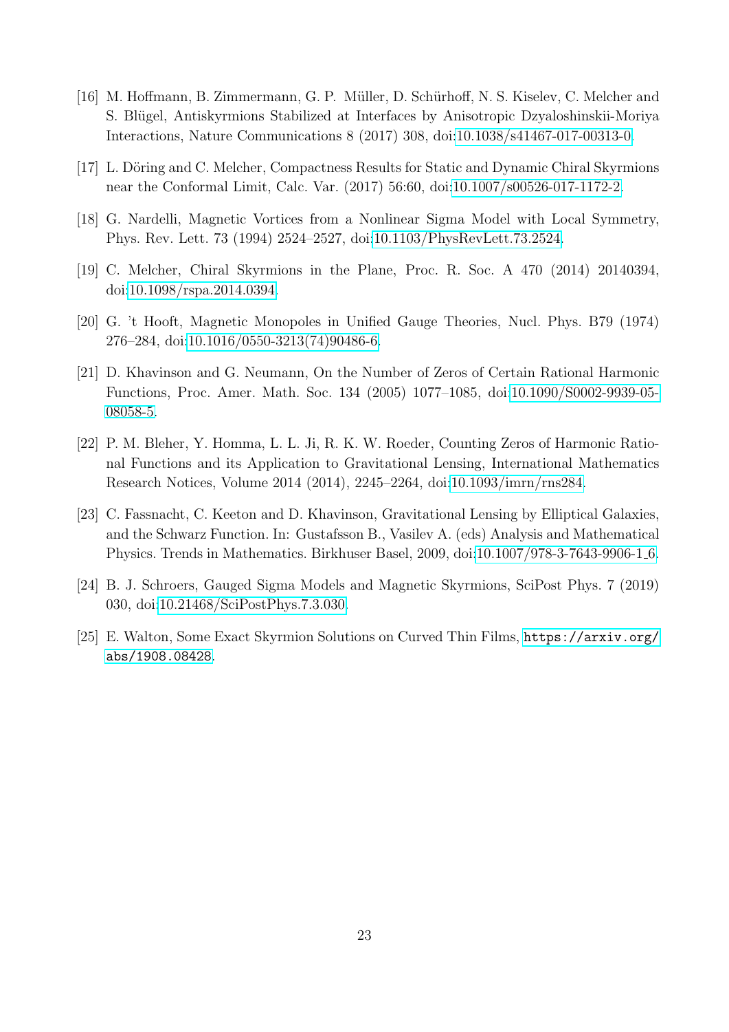[16] M. Hoffmann, B. Zimmermann, G. P. Müller, D. Schürhoff, N. S. Kiselev, C. Melcher and S. Blügel, Antiskyrmions Stabilized at Interfaces by Anisotropic Dzyaloshinskii-Moriya Interactions, Nature Communications 8 (2017) 308, doi:10.1038/s41467-017-00313-0.

[17] L. Döring and C. Melcher, Compactness Results for Static and Dynamic Chiral Skyrmions near the Conformal Limit, Calc. Var. (2017) 56:60, doi:10.1007/s00526-017-1172-2.

[18] G. Nardelli, Magnetic Vortices from a Nonlinear Sigma Model with Local Symmetry, Phys. Rev. Lett. 73 (1994) 2524–2527, doi:10.1103/PhysRevLett.73.2524.

[19] C. Melcher, Chiral Skyrmions in the Plane, Proc. R. Soc. A 470 (2014) 20140394, doi:10.1098/rspa.2014.0394.

[20] G. 't Hooft, Magnetic Monopoles in Unified Gauge Theories, Nucl. Phys. B79 (1974) 276–284, doi:10.1016/0550-3213(74)90486-6.

[21] D. Khavinson and G. Neumann, On the Number of Zeros of Certain Rational Harmonic Functions, Proc. Amer. Math. Soc. 134 (2005) 1077–1085, doi:10.1090/S0002-9939-05-08058-5.

[22] P. M. Bleher, Y. Homma, L. L. Ji, R. K. W. Roeder, Counting Zeros of Harmonic Rational Functions and its Application to Gravitational Lensing, International Mathematics Research Notices, Volume 2014 (2014), 2245–2264, doi:10.1093/imrn/rns284.

[23] C. Fassnacht, C. Keeton and D. Khavinson, Gravitational Lensing by Elliptical Galaxies, and the Schwarz Function. In: Gustafsson B., Vasilev A. (eds) Analysis and Mathematical Physics. Trends in Mathematics. Birkhuser Basel, 2009, doi:10.1007/978-3-7643-9906-1_6.

[24] B. J. Schroers, Gauged Sigma Models and Magnetic Skyrmions, SciPost Phys. 7 (2019) 030, doi:10.21468/SciPostPhys.7.3.030.

[25] E. Walton, Some Exact Skyrmion Solutions on Curved Thin Films, https://arxiv.org/abs/1908.08428.